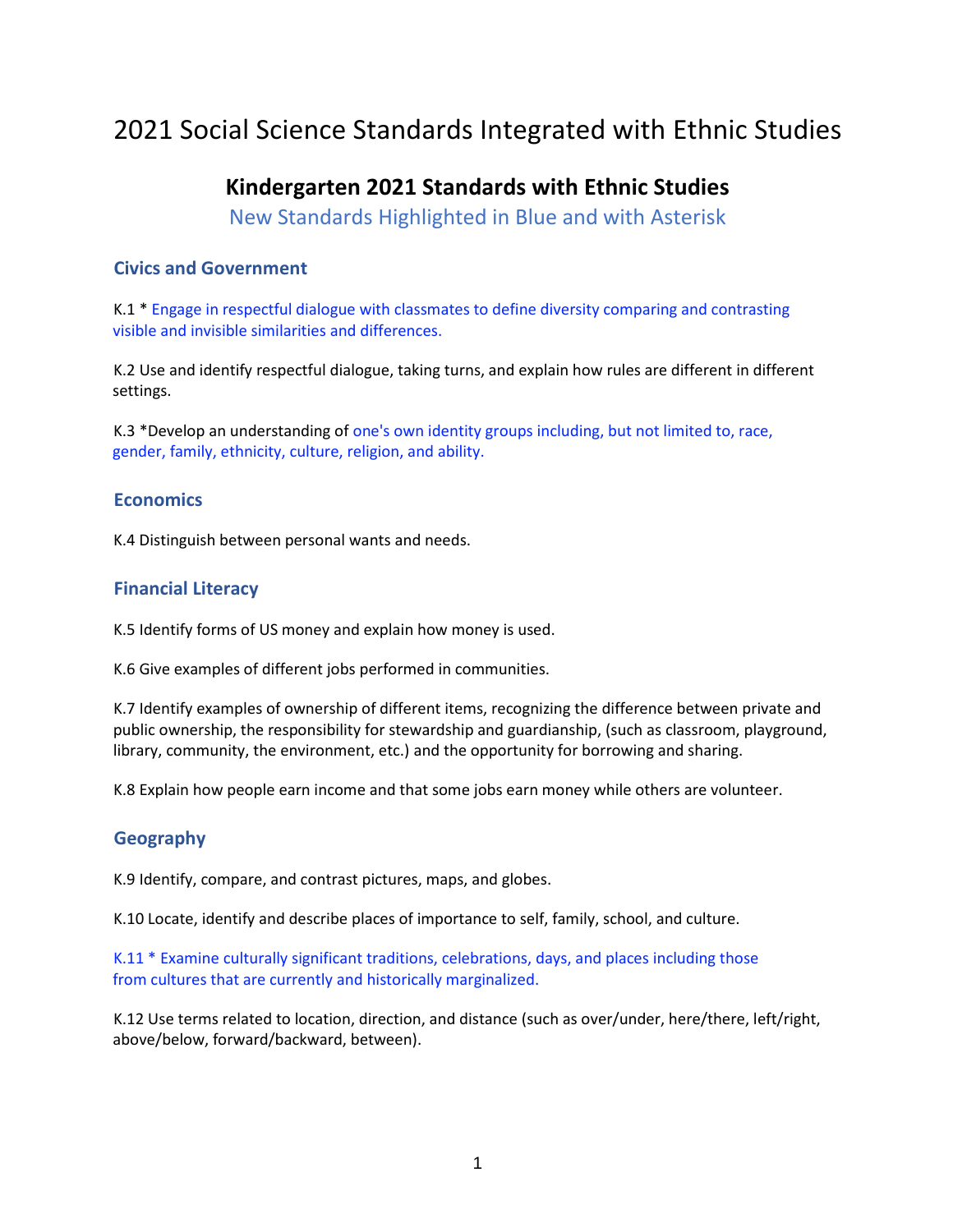# 2021 Social Science Standards Integrated with Ethnic Studies

## Kindergarten 2021 Standards with Ethnic Studies

New Standards Highlighted in Blue and with Asterisk

### Civics and Government

K.1 * Engage in respectful dialogue with classmates to define diversity comparing and contrasting visible and invisible similarities and differences.

K.2 Use and identify respectful dialogue, taking turns, and explain how rules are different in different settings.

K.3 *Develop an understanding of one's own identity groups including, but not limited to, race, gender, family, ethnicity, culture, religion, and ability.

### Economics

K.4 Distinguish between personal wants and needs.

### Financial Literacy

K.5 Identify forms of US money and explain how money is used.

K.6 Give examples of different jobs performed in communities.

K.7 Identify examples of ownership of different items, recognizing the difference between private and public ownership, the responsibility for stewardship and guardianship, (such as classroom, playground, library, community, the environment, etc.) and the opportunity for borrowing and sharing.

K.8 Explain how people earn income and that some jobs earn money while others are volunteer.

### Geography

K.9 Identify, compare, and contrast pictures, maps, and globes.

K.10 Locate, identify and describe places of importance to self, family, school, and culture.

K.11 * Examine culturally significant traditions, celebrations, days, and places including those from cultures that are currently and historically marginalized.

K.12 Use terms related to location, direction, and distance (such as over/under, here/there, left/right, above/below, forward/backward, between).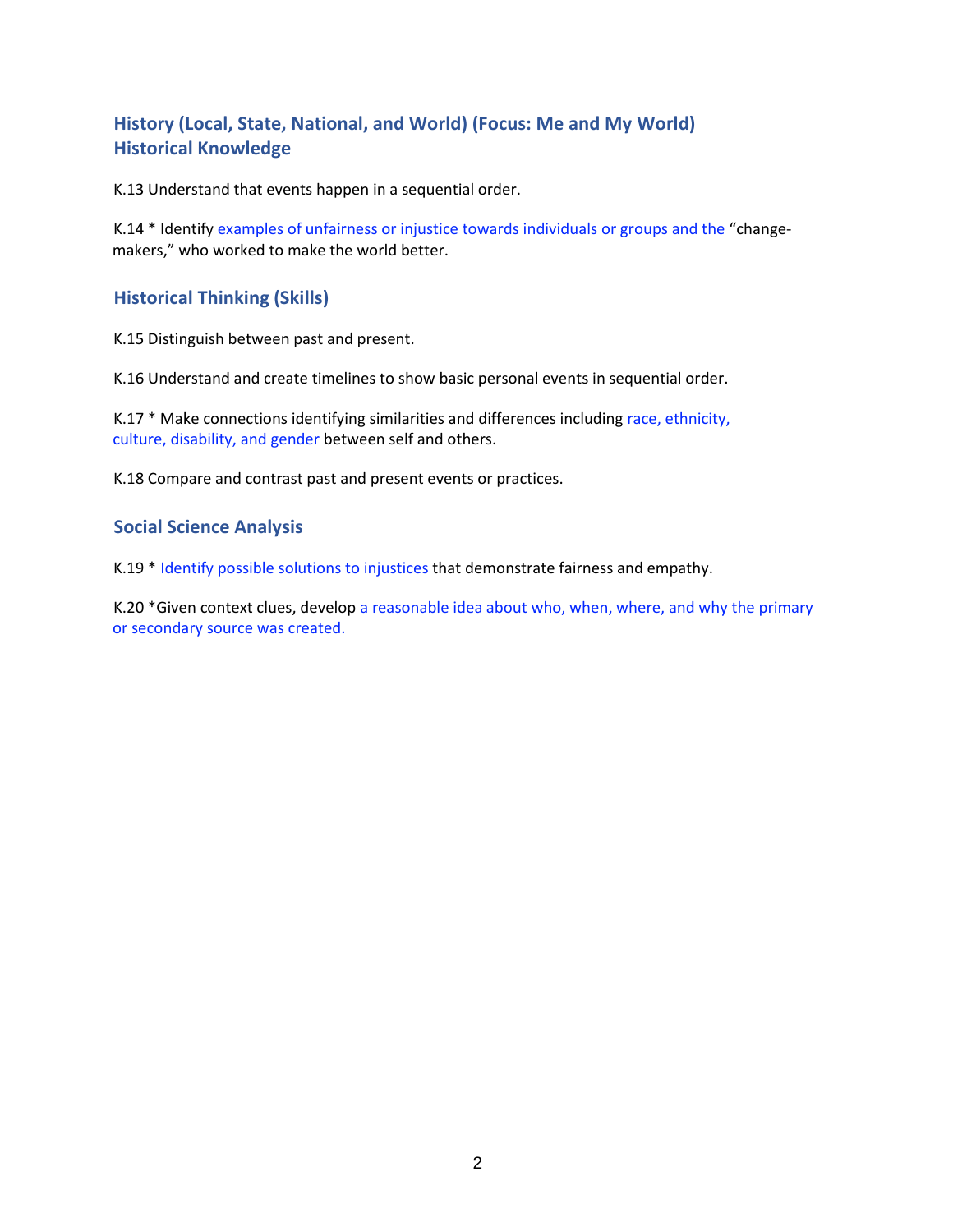## History (Local, State, National, and World) (Focus: Me and My World)
## Historical Knowledge

K.13 Understand that events happen in a sequential order.

K.14 * Identify examples of unfairness or injustice towards individuals or groups and the "change-makers," who worked to make the world better.

## Historical Thinking (Skills)

K.15 Distinguish between past and present.

K.16 Understand and create timelines to show basic personal events in sequential order.

K.17 * Make connections identifying similarities and differences including race, ethnicity, culture, disability, and gender between self and others.

K.18 Compare and contrast past and present events or practices.

## Social Science Analysis

K.19 * Identify possible solutions to injustices that demonstrate fairness and empathy.

K.20 *Given context clues, develop a reasonable idea about who, when, where, and why the primary or secondary source was created.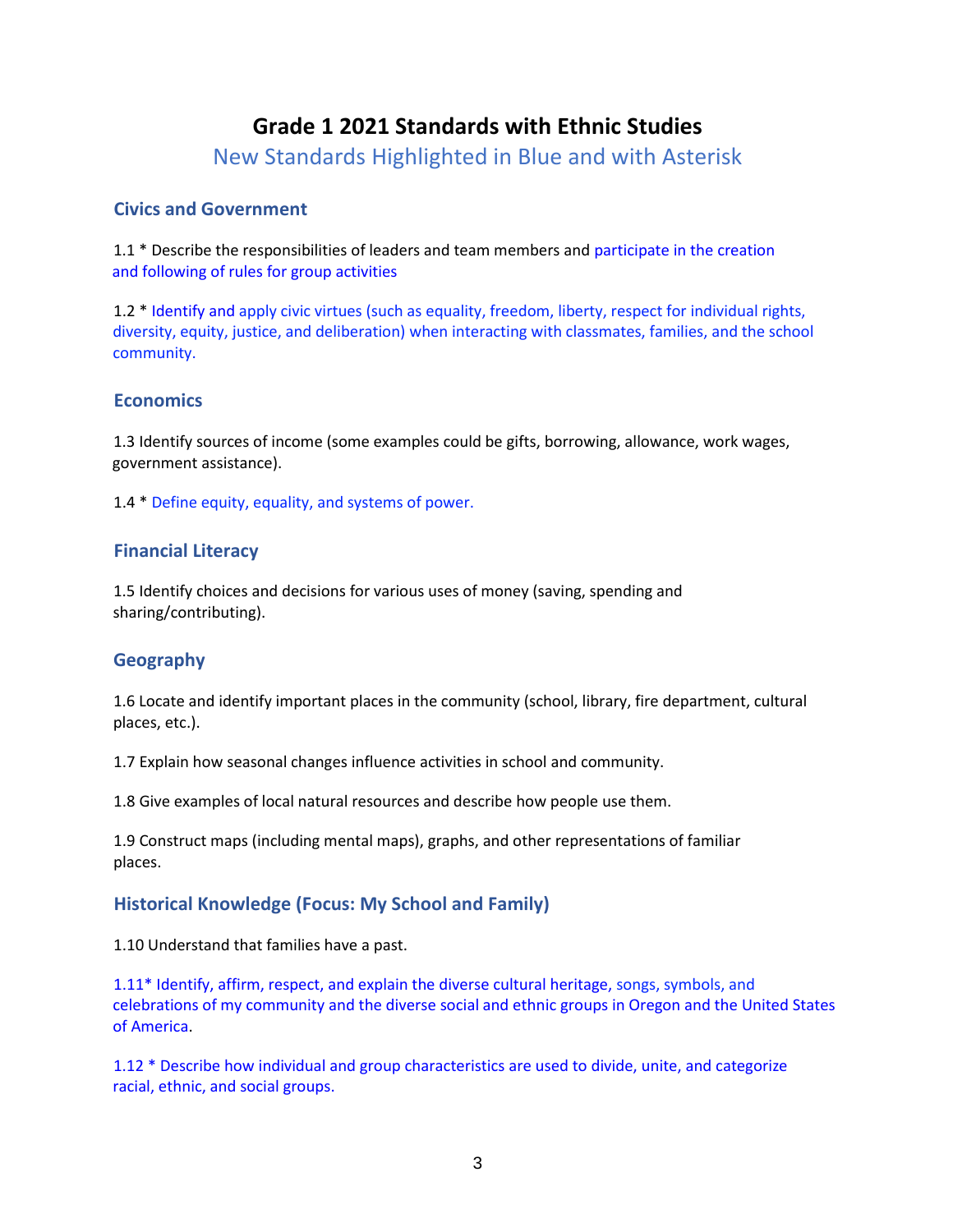# Grade 1 2021 Standards with Ethnic Studies

New Standards Highlighted in Blue and with Asterisk

## Civics and Government

1.1 * Describe the responsibilities of leaders and team members and participate in the creation and following of rules for group activities

1.2 * Identify and apply civic virtues (such as equality, freedom, liberty, respect for individual rights, diversity, equity, justice, and deliberation) when interacting with classmates, families, and the school community.

## Economics

1.3 Identify sources of income (some examples could be gifts, borrowing, allowance, work wages, government assistance).

1.4 * Define equity, equality, and systems of power.

## Financial Literacy

1.5 Identify choices and decisions for various uses of money (saving, spending and sharing/contributing).

## Geography

1.6 Locate and identify important places in the community (school, library, fire department, cultural places, etc.).

1.7 Explain how seasonal changes influence activities in school and community.

1.8 Give examples of local natural resources and describe how people use them.

1.9 Construct maps (including mental maps), graphs, and other representations of familiar places.

## Historical Knowledge (Focus: My School and Family)

1.10 Understand that families have a past.

1.11* Identify, affirm, respect, and explain the diverse cultural heritage, songs, symbols, and celebrations of my community and the diverse social and ethnic groups in Oregon and the United States of America.

1.12 * Describe how individual and group characteristics are used to divide, unite, and categorize racial, ethnic, and social groups.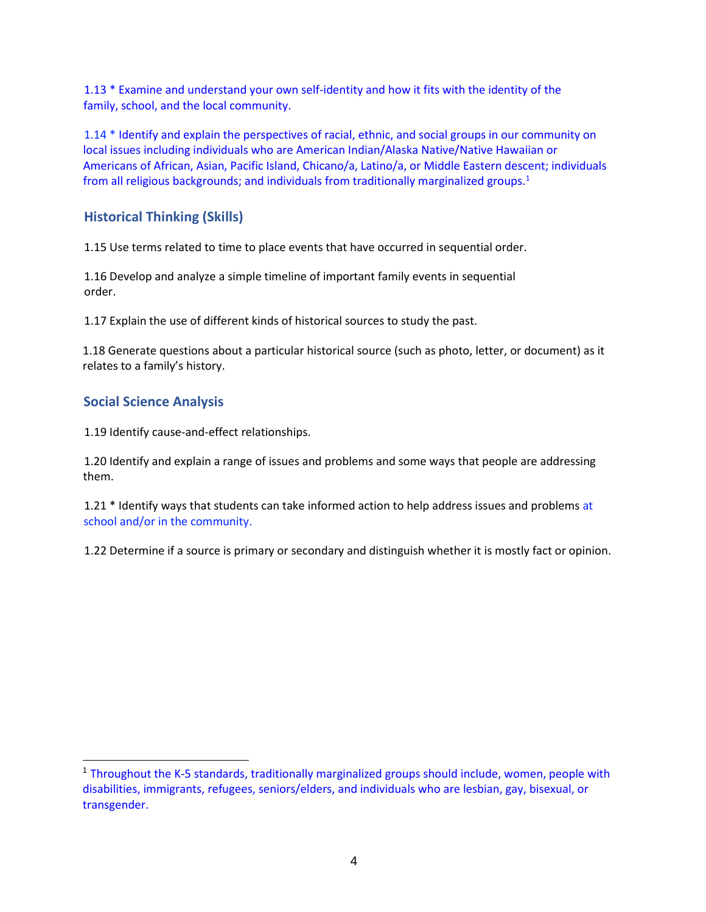1.13 * Examine and understand your own self-identity and how it fits with the identity of the family, school, and the local community.

1.14 * Identify and explain the perspectives of racial, ethnic, and social groups in our community on local issues including individuals who are American Indian/Alaska Native/Native Hawaiian or Americans of African, Asian, Pacific Island, Chicano/a, Latino/a, or Middle Eastern descent; individuals from all religious backgrounds; and individuals from traditionally marginalized groups.[1]

### Historical Thinking (Skills)

1.15 Use terms related to time to place events that have occurred in sequential order.

1.16 Develop and analyze a simple timeline of important family events in sequential order.

1.17 Explain the use of different kinds of historical sources to study the past.

1.18 Generate questions about a particular historical source (such as photo, letter, or document) as it relates to a family's history.

### Social Science Analysis

1.19 Identify cause-and-effect relationships.

1.20 Identify and explain a range of issues and problems and some ways that people are addressing them.

1.21 * Identify ways that students can take informed action to help address issues and problems at school and/or in the community.

1.22 Determine if a source is primary or secondary and distinguish whether it is mostly fact or opinion.

---

[1] Throughout the K-5 standards, traditionally marginalized groups should include, women, people with disabilities, immigrants, refugees, seniors/elders, and individuals who are lesbian, gay, bisexual, or transgender.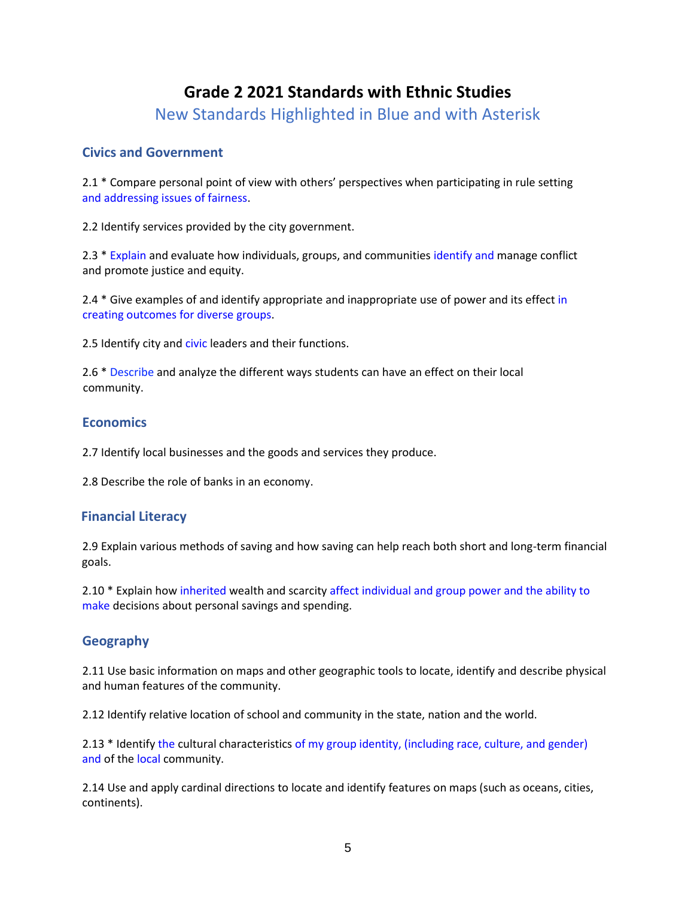# Grade 2 2021 Standards with Ethnic Studies

New Standards Highlighted in Blue and with Asterisk

## Civics and Government

2.1 * Compare personal point of view with others' perspectives when participating in rule setting and addressing issues of fairness.

2.2 Identify services provided by the city government.

2.3 * Explain and evaluate how individuals, groups, and communities identify and manage conflict and promote justice and equity.

2.4 * Give examples of and identify appropriate and inappropriate use of power and its effect in creating outcomes for diverse groups.

2.5 Identify city and civic leaders and their functions.

2.6 * Describe and analyze the different ways students can have an effect on their local community.

## Economics

2.7 Identify local businesses and the goods and services they produce.

2.8 Describe the role of banks in an economy.

## Financial Literacy

2.9 Explain various methods of saving and how saving can help reach both short and long-term financial goals.

2.10 * Explain how inherited wealth and scarcity affect individual and group power and the ability to make decisions about personal savings and spending.

## Geography

2.11 Use basic information on maps and other geographic tools to locate, identify and describe physical and human features of the community.

2.12 Identify relative location of school and community in the state, nation and the world.

2.13 * Identify the cultural characteristics of my group identity, (including race, culture, and gender) and of the local community.

2.14 Use and apply cardinal directions to locate and identify features on maps (such as oceans, cities, continents).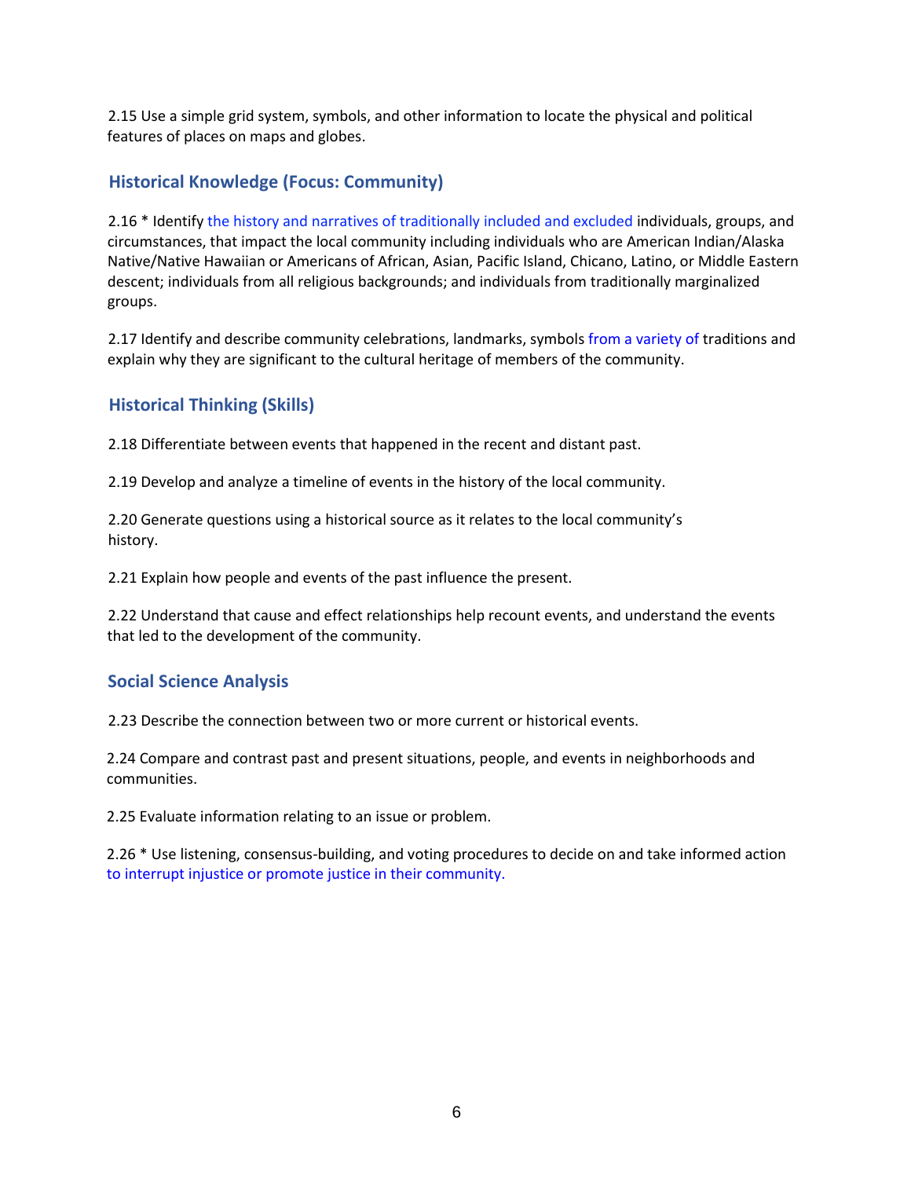2.15 Use a simple grid system, symbols, and other information to locate the physical and political features of places on maps and globes.

### Historical Knowledge (Focus: Community)

2.16 * Identify the history and narratives of traditionally included and excluded individuals, groups, and circumstances, that impact the local community including individuals who are American Indian/Alaska Native/Native Hawaiian or Americans of African, Asian, Pacific Island, Chicano, Latino, or Middle Eastern descent; individuals from all religious backgrounds; and individuals from traditionally marginalized groups.

2.17 Identify and describe community celebrations, landmarks, symbols from a variety of traditions and explain why they are significant to the cultural heritage of members of the community.

### Historical Thinking (Skills)

2.18 Differentiate between events that happened in the recent and distant past.

2.19 Develop and analyze a timeline of events in the history of the local community.

2.20 Generate questions using a historical source as it relates to the local community's history.

2.21 Explain how people and events of the past influence the present.

2.22 Understand that cause and effect relationships help recount events, and understand the events that led to the development of the community.

### Social Science Analysis

2.23 Describe the connection between two or more current or historical events.

2.24 Compare and contrast past and present situations, people, and events in neighborhoods and communities.

2.25 Evaluate information relating to an issue or problem.

2.26 * Use listening, consensus-building, and voting procedures to decide on and take informed action to interrupt injustice or promote justice in their community.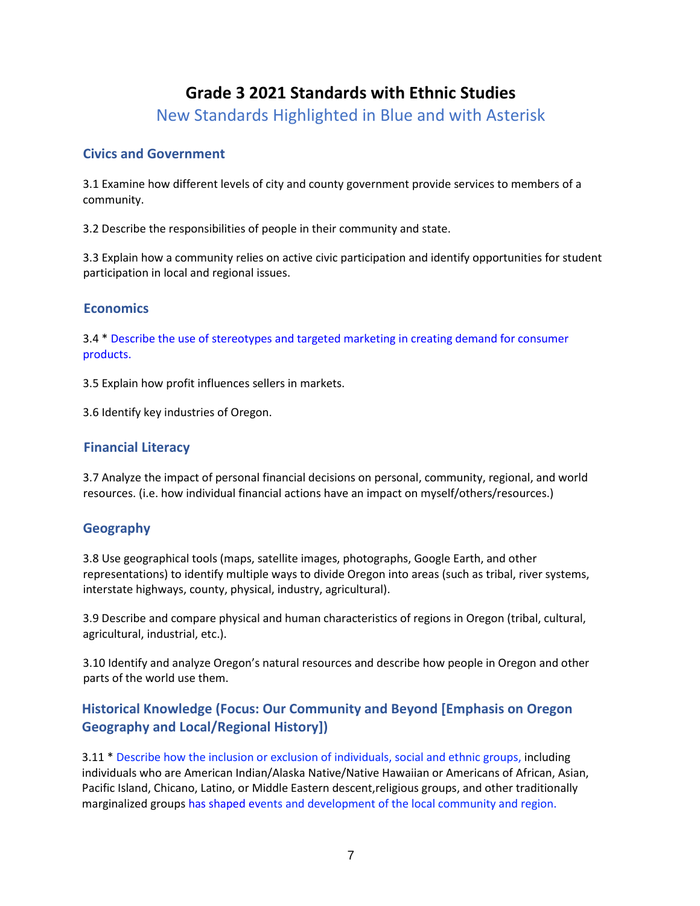# Grade 3 2021 Standards with Ethnic Studies

New Standards Highlighted in Blue and with Asterisk

## Civics and Government

3.1 Examine how different levels of city and county government provide services to members of a community.

3.2 Describe the responsibilities of people in their community and state.

3.3 Explain how a community relies on active civic participation and identify opportunities for student participation in local and regional issues.

## Economics

3.4 * Describe the use of stereotypes and targeted marketing in creating demand for consumer products.

3.5 Explain how profit influences sellers in markets.

3.6 Identify key industries of Oregon.

## Financial Literacy

3.7 Analyze the impact of personal financial decisions on personal, community, regional, and world resources. (i.e. how individual financial actions have an impact on myself/others/resources.)

## Geography

3.8 Use geographical tools (maps, satellite images, photographs, Google Earth, and other representations) to identify multiple ways to divide Oregon into areas (such as tribal, river systems, interstate highways, county, physical, industry, agricultural).

3.9 Describe and compare physical and human characteristics of regions in Oregon (tribal, cultural, agricultural, industrial, etc.).

3.10 Identify and analyze Oregon's natural resources and describe how people in Oregon and other parts of the world use them.

## Historical Knowledge (Focus: Our Community and Beyond [Emphasis on Oregon Geography and Local/Regional History])

3.11 * Describe how the inclusion or exclusion of individuals, social and ethnic groups, including individuals who are American Indian/Alaska Native/Native Hawaiian or Americans of African, Asian, Pacific Island, Chicano, Latino, or Middle Eastern descent,religious groups, and other traditionally marginalized groups has shaped events and development of the local community and region.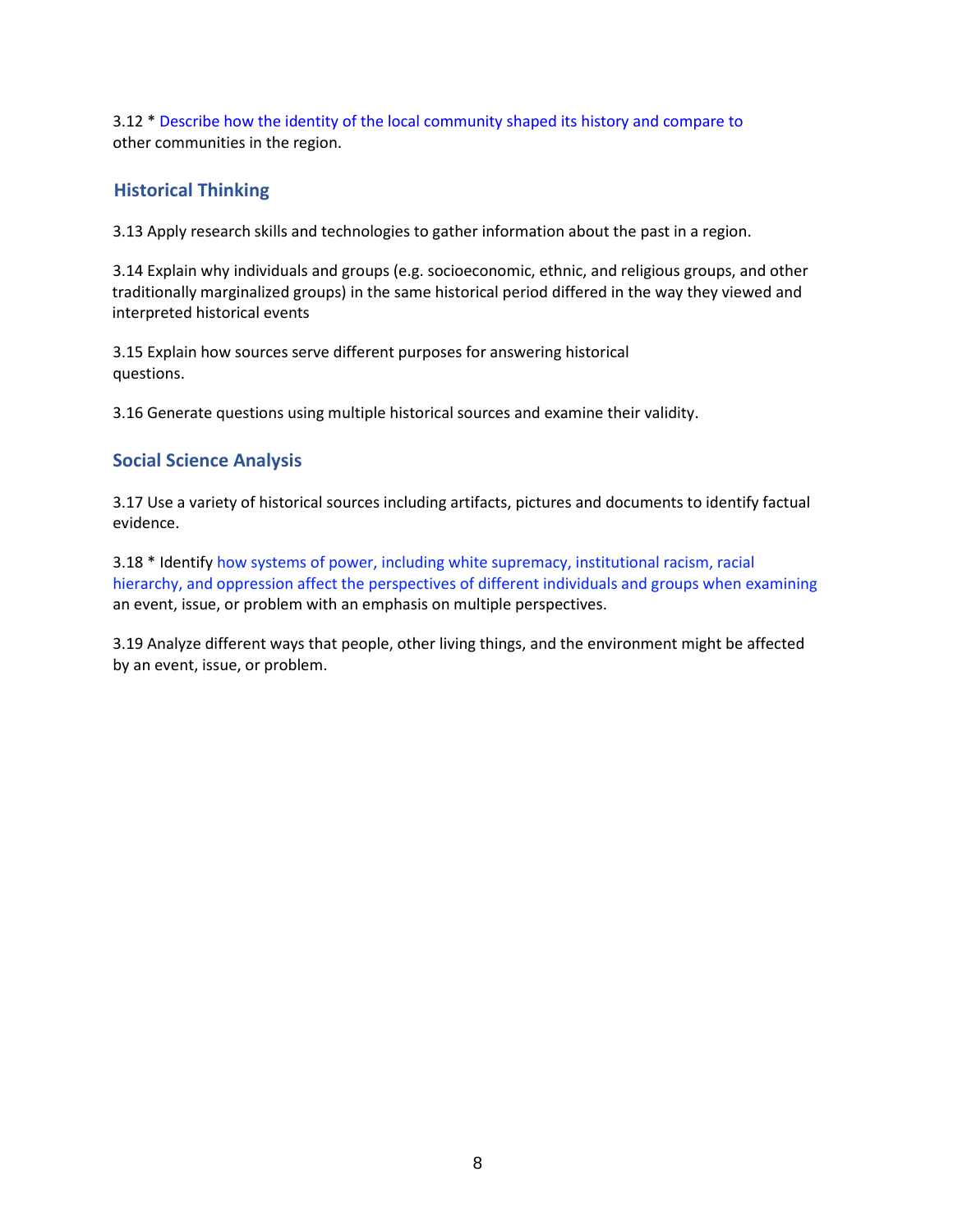3.12 * Describe how the identity of the local community shaped its history and compare to other communities in the region.

## Historical Thinking

3.13 Apply research skills and technologies to gather information about the past in a region.

3.14 Explain why individuals and groups (e.g. socioeconomic, ethnic, and religious groups, and other traditionally marginalized groups) in the same historical period differed in the way they viewed and interpreted historical events

3.15 Explain how sources serve different purposes for answering historical questions.

3.16 Generate questions using multiple historical sources and examine their validity.

## Social Science Analysis

3.17 Use a variety of historical sources including artifacts, pictures and documents to identify factual evidence.

3.18 * Identify how systems of power, including white supremacy, institutional racism, racial hierarchy, and oppression affect the perspectives of different individuals and groups when examining an event, issue, or problem with an emphasis on multiple perspectives.

3.19 Analyze different ways that people, other living things, and the environment might be affected by an event, issue, or problem.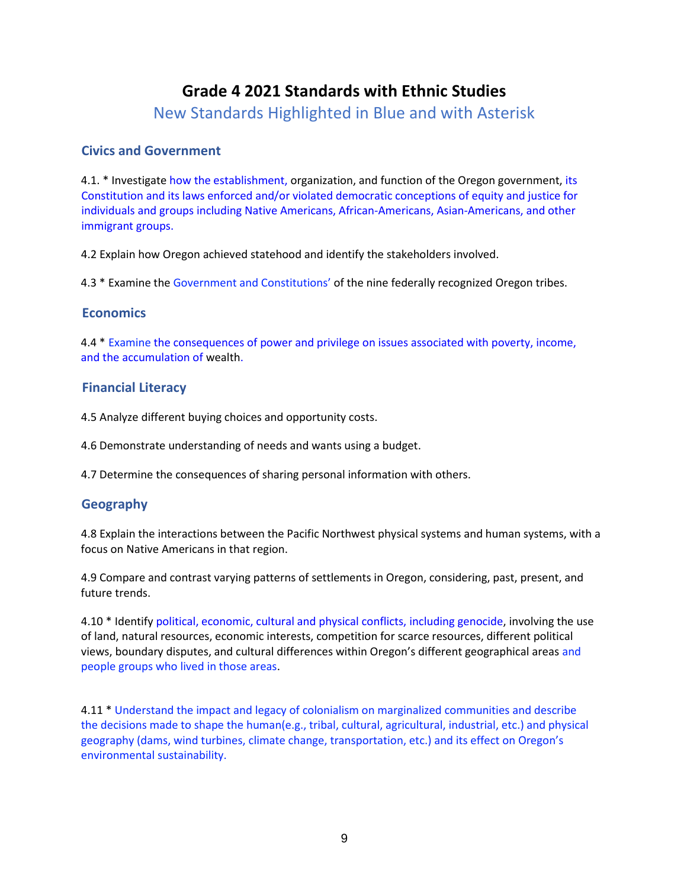# Grade 4 2021 Standards with Ethnic Studies

New Standards Highlighted in Blue and with Asterisk

## Civics and Government

4.1. * Investigate how the establishment, organization, and function of the Oregon government, its Constitution and its laws enforced and/or violated democratic conceptions of equity and justice for individuals and groups including Native Americans, African-Americans, Asian-Americans, and other immigrant groups.

4.2 Explain how Oregon achieved statehood and identify the stakeholders involved.

4.3 * Examine the Government and Constitutions' of the nine federally recognized Oregon tribes.

## Economics

4.4 * Examine the consequences of power and privilege on issues associated with poverty, income, and the accumulation of wealth.

## Financial Literacy

4.5 Analyze different buying choices and opportunity costs.

4.6 Demonstrate understanding of needs and wants using a budget.

4.7 Determine the consequences of sharing personal information with others.

## Geography

4.8 Explain the interactions between the Pacific Northwest physical systems and human systems, with a focus on Native Americans in that region.

4.9 Compare and contrast varying patterns of settlements in Oregon, considering, past, present, and future trends.

4.10 * Identify political, economic, cultural and physical conflicts, including genocide, involving the use of land, natural resources, economic interests, competition for scarce resources, different political views, boundary disputes, and cultural differences within Oregon's different geographical areas and people groups who lived in those areas.

4.11 * Understand the impact and legacy of colonialism on marginalized communities and describe the decisions made to shape the human(e.g., tribal, cultural, agricultural, industrial, etc.) and physical geography (dams, wind turbines, climate change, transportation, etc.) and its effect on Oregon's environmental sustainability.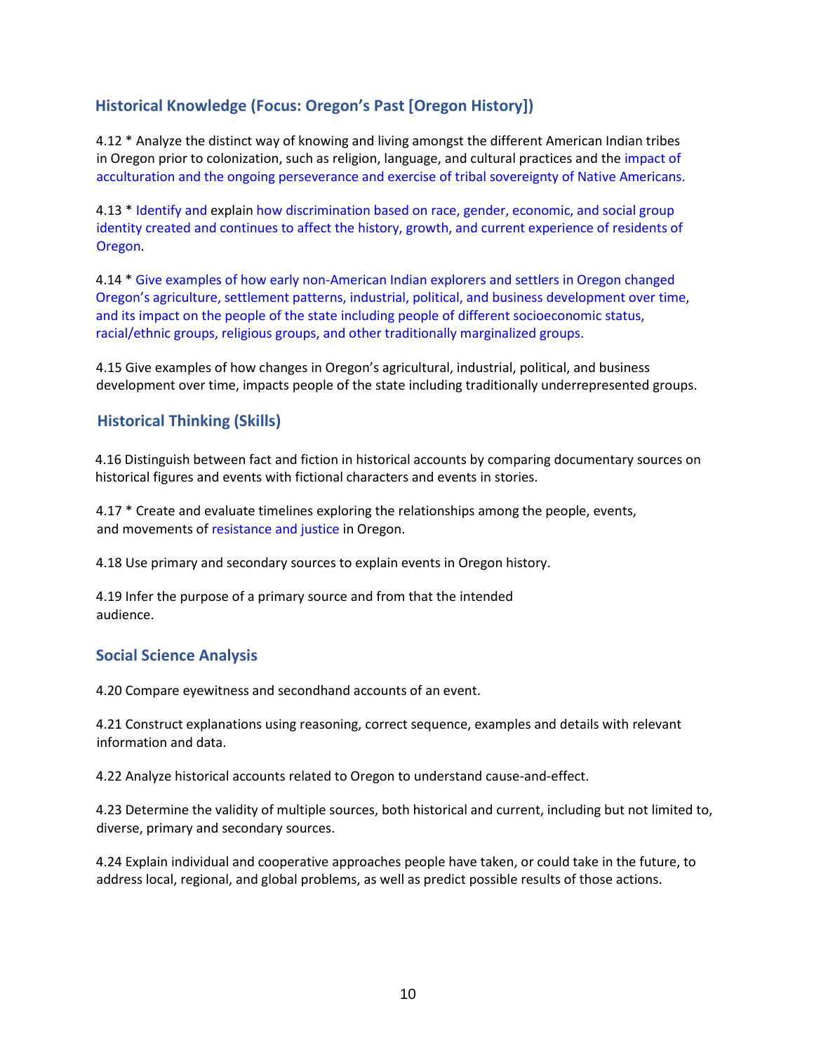## Historical Knowledge (Focus: Oregon's Past [Oregon History])

4.12 * Analyze the distinct way of knowing and living amongst the different American Indian tribes in Oregon prior to colonization, such as religion, language, and cultural practices and the impact of acculturation and the ongoing perseverance and exercise of tribal sovereignty of Native Americans.

4.13 * Identify and explain how discrimination based on race, gender, economic, and social group identity created and continues to affect the history, growth, and current experience of residents of Oregon.

4.14 * Give examples of how early non-American Indian explorers and settlers in Oregon changed Oregon's agriculture, settlement patterns, industrial, political, and business development over time, and its impact on the people of the state including people of different socioeconomic status, racial/ethnic groups, religious groups, and other traditionally marginalized groups.

4.15 Give examples of how changes in Oregon's agricultural, industrial, political, and business development over time, impacts people of the state including traditionally underrepresented groups.

## Historical Thinking (Skills)

4.16 Distinguish between fact and fiction in historical accounts by comparing documentary sources on historical figures and events with fictional characters and events in stories.

4.17 * Create and evaluate timelines exploring the relationships among the people, events, and movements of resistance and justice in Oregon.

4.18 Use primary and secondary sources to explain events in Oregon history.

4.19 Infer the purpose of a primary source and from that the intended audience.

## Social Science Analysis

4.20 Compare eyewitness and secondhand accounts of an event.

4.21 Construct explanations using reasoning, correct sequence, examples and details with relevant information and data.

4.22 Analyze historical accounts related to Oregon to understand cause-and-effect.

4.23 Determine the validity of multiple sources, both historical and current, including but not limited to, diverse, primary and secondary sources.

4.24 Explain individual and cooperative approaches people have taken, or could take in the future, to address local, regional, and global problems, as well as predict possible results of those actions.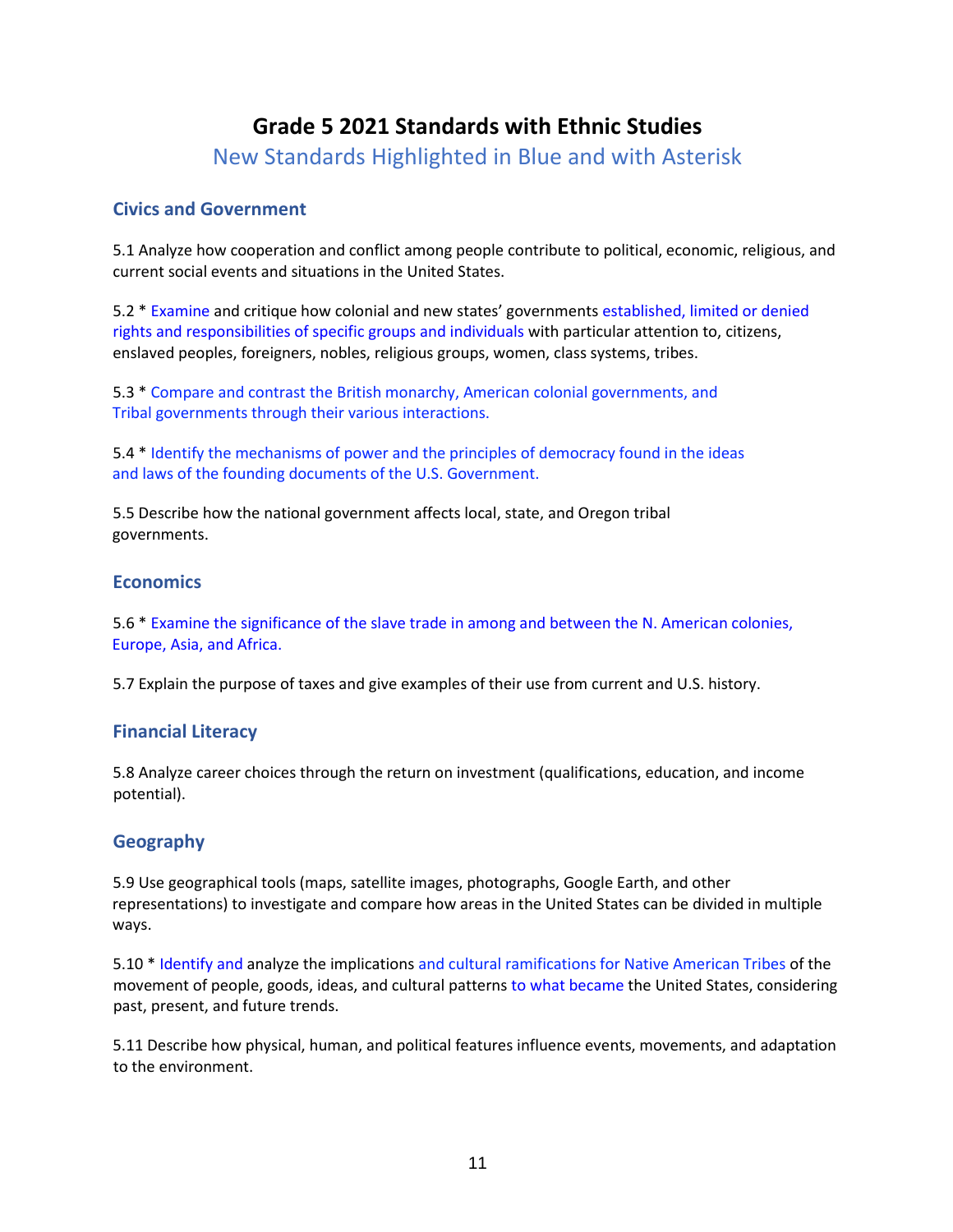# Grade 5 2021 Standards with Ethnic Studies

New Standards Highlighted in Blue and with Asterisk

## Civics and Government

5.1 Analyze how cooperation and conflict among people contribute to political, economic, religious, and current social events and situations in the United States.

5.2 * Examine and critique how colonial and new states' governments established, limited or denied rights and responsibilities of specific groups and individuals with particular attention to, citizens, enslaved peoples, foreigners, nobles, religious groups, women, class systems, tribes.

5.3 * Compare and contrast the British monarchy, American colonial governments, and Tribal governments through their various interactions.

5.4 * Identify the mechanisms of power and the principles of democracy found in the ideas and laws of the founding documents of the U.S. Government.

5.5 Describe how the national government affects local, state, and Oregon tribal governments.

## Economics

5.6 * Examine the significance of the slave trade in among and between the N. American colonies, Europe, Asia, and Africa.

5.7 Explain the purpose of taxes and give examples of their use from current and U.S. history.

## Financial Literacy

5.8 Analyze career choices through the return on investment (qualifications, education, and income potential).

## Geography

5.9 Use geographical tools (maps, satellite images, photographs, Google Earth, and other representations) to investigate and compare how areas in the United States can be divided in multiple ways.

5.10 * Identify and analyze the implications and cultural ramifications for Native American Tribes of the movement of people, goods, ideas, and cultural patterns to what became the United States, considering past, present, and future trends.

5.11 Describe how physical, human, and political features influence events, movements, and adaptation to the environment.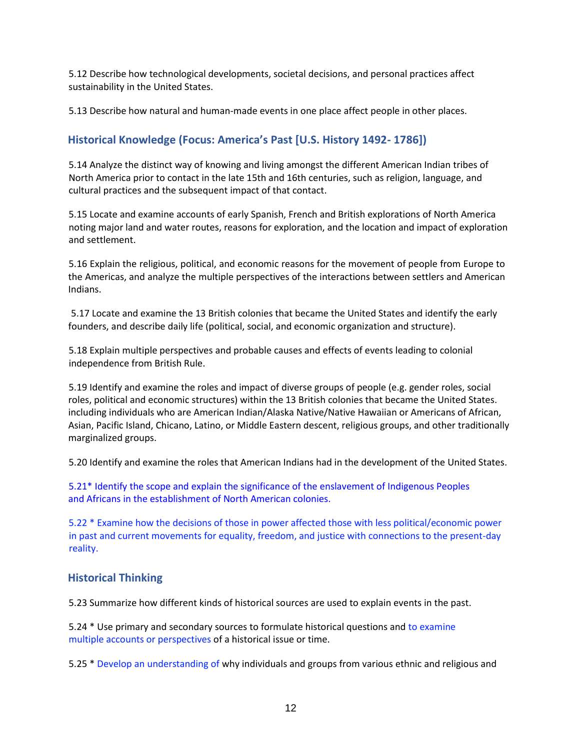5.12 Describe how technological developments, societal decisions, and personal practices affect sustainability in the United States.

5.13 Describe how natural and human-made events in one place affect people in other places.

## Historical Knowledge (Focus: America's Past [U.S. History 1492- 1786])

5.14 Analyze the distinct way of knowing and living amongst the different American Indian tribes of North America prior to contact in the late 15th and 16th centuries, such as religion, language, and cultural practices and the subsequent impact of that contact.

5.15 Locate and examine accounts of early Spanish, French and British explorations of North America noting major land and water routes, reasons for exploration, and the location and impact of exploration and settlement.

5.16 Explain the religious, political, and economic reasons for the movement of people from Europe to the Americas, and analyze the multiple perspectives of the interactions between settlers and American Indians.

5.17 Locate and examine the 13 British colonies that became the United States and identify the early founders, and describe daily life (political, social, and economic organization and structure).

5.18 Explain multiple perspectives and probable causes and effects of events leading to colonial independence from British Rule.

5.19 Identify and examine the roles and impact of diverse groups of people (e.g. gender roles, social roles, political and economic structures) within the 13 British colonies that became the United States. including individuals who are American Indian/Alaska Native/Native Hawaiian or Americans of African, Asian, Pacific Island, Chicano, Latino, or Middle Eastern descent, religious groups, and other traditionally marginalized groups.

5.20 Identify and examine the roles that American Indians had in the development of the United States.

5.21* Identify the scope and explain the significance of the enslavement of Indigenous Peoples and Africans in the establishment of North American colonies.

5.22 * Examine how the decisions of those in power affected those with less political/economic power in past and current movements for equality, freedom, and justice with connections to the present-day reality.

## Historical Thinking

5.23 Summarize how different kinds of historical sources are used to explain events in the past.

5.24 * Use primary and secondary sources to formulate historical questions and to examine multiple accounts or perspectives of a historical issue or time.

5.25 * Develop an understanding of why individuals and groups from various ethnic and religious and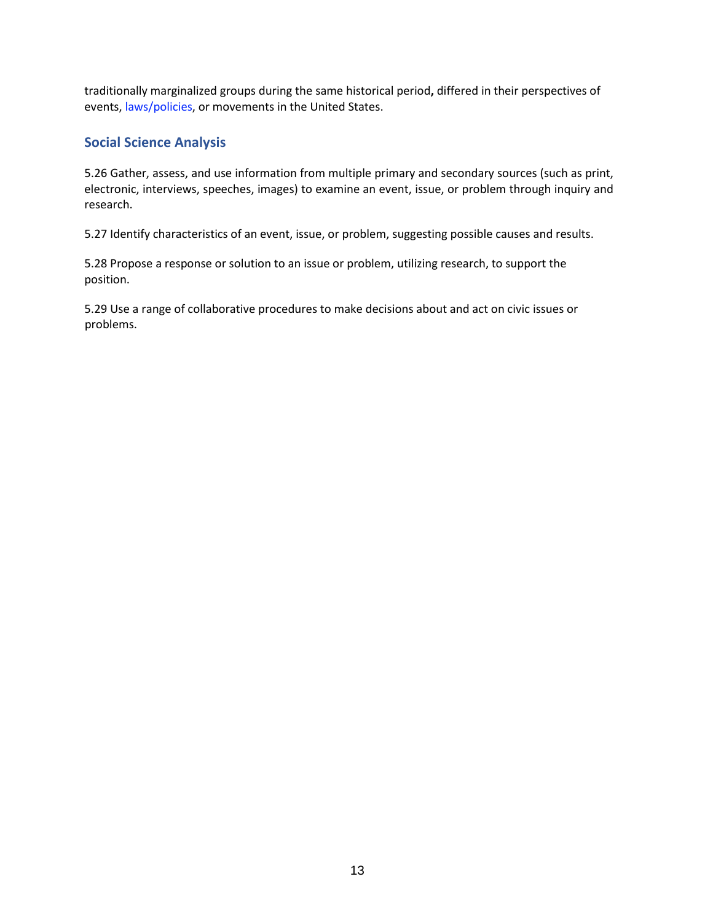traditionally marginalized groups during the same historical period**,** differed in their perspectives of events, laws/policies, or movements in the United States.

## Social Science Analysis

5.26 Gather, assess, and use information from multiple primary and secondary sources (such as print, electronic, interviews, speeches, images) to examine an event, issue, or problem through inquiry and research.

5.27 Identify characteristics of an event, issue, or problem, suggesting possible causes and results.

5.28 Propose a response or solution to an issue or problem, utilizing research, to support the position.

5.29 Use a range of collaborative procedures to make decisions about and act on civic issues or problems.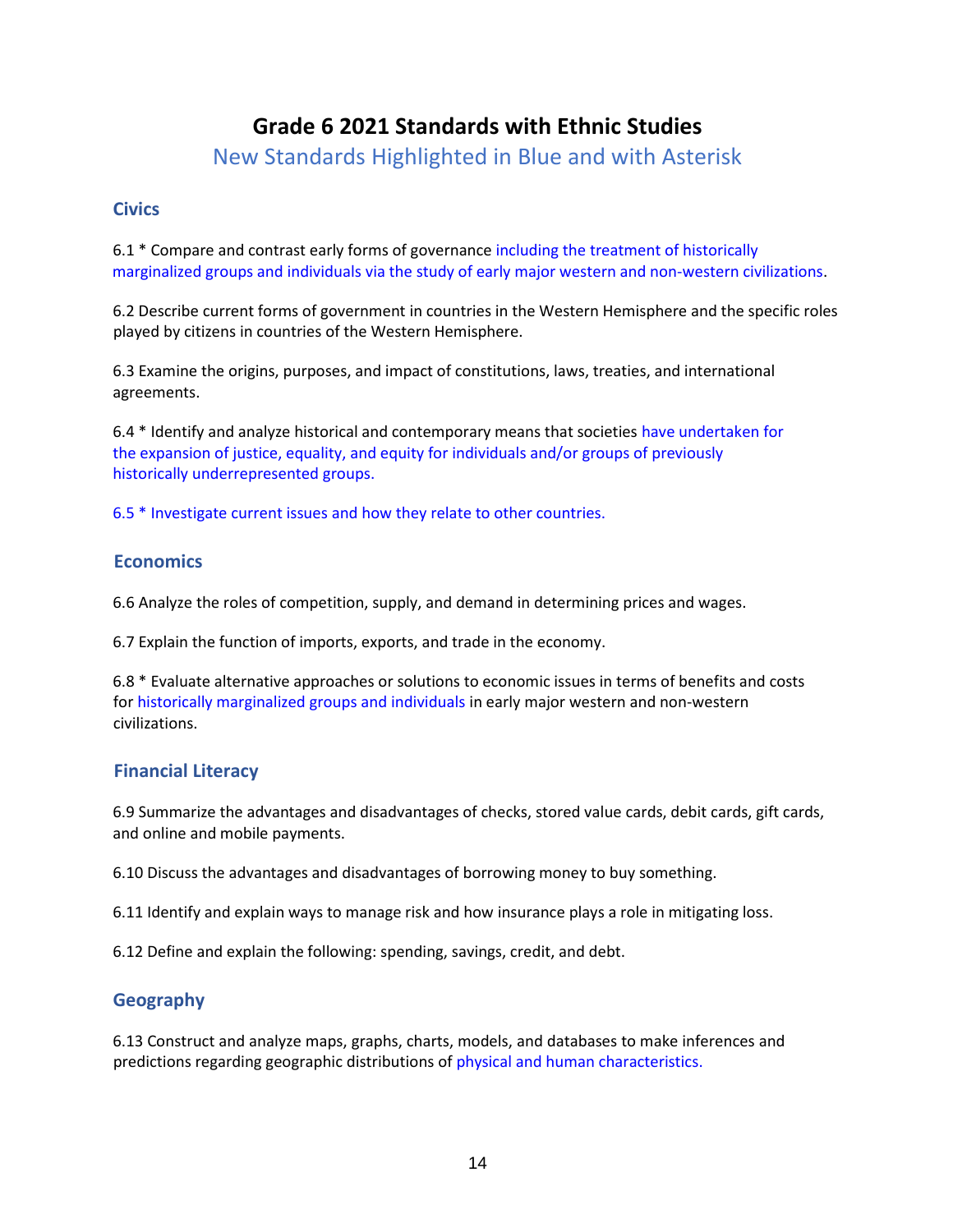# Grade 6 2021 Standards with Ethnic Studies

New Standards Highlighted in Blue and with Asterisk

## Civics

6.1 * Compare and contrast early forms of governance including the treatment of historically marginalized groups and individuals via the study of early major western and non-western civilizations.

6.2 Describe current forms of government in countries in the Western Hemisphere and the specific roles played by citizens in countries of the Western Hemisphere.

6.3 Examine the origins, purposes, and impact of constitutions, laws, treaties, and international agreements.

6.4 * Identify and analyze historical and contemporary means that societies have undertaken for the expansion of justice, equality, and equity for individuals and/or groups of previously historically underrepresented groups.

6.5 * Investigate current issues and how they relate to other countries.

## Economics

6.6 Analyze the roles of competition, supply, and demand in determining prices and wages.

6.7 Explain the function of imports, exports, and trade in the economy.

6.8 * Evaluate alternative approaches or solutions to economic issues in terms of benefits and costs for historically marginalized groups and individuals in early major western and non-western civilizations.

## Financial Literacy

6.9 Summarize the advantages and disadvantages of checks, stored value cards, debit cards, gift cards, and online and mobile payments.

6.10 Discuss the advantages and disadvantages of borrowing money to buy something.

6.11 Identify and explain ways to manage risk and how insurance plays a role in mitigating loss.

6.12 Define and explain the following: spending, savings, credit, and debt.

## Geography

6.13 Construct and analyze maps, graphs, charts, models, and databases to make inferences and predictions regarding geographic distributions of physical and human characteristics.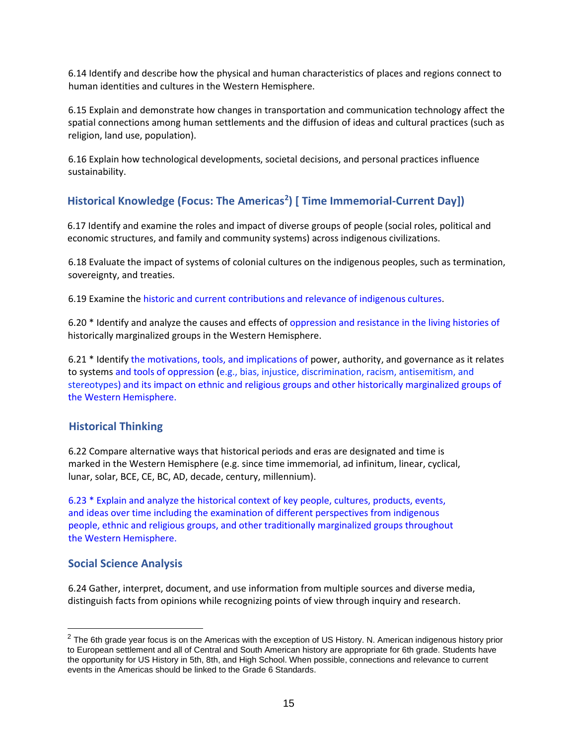6.14 Identify and describe how the physical and human characteristics of places and regions connect to human identities and cultures in the Western Hemisphere.

6.15 Explain and demonstrate how changes in transportation and communication technology affect the spatial connections among human settlements and the diffusion of ideas and cultural practices (such as religion, land use, population).

6.16 Explain how technological developments, societal decisions, and personal practices influence sustainability.

### Historical Knowledge (Focus: The Americas[2]) [ Time Immemorial-Current Day])

6.17 Identify and examine the roles and impact of diverse groups of people (social roles, political and economic structures, and family and community systems) across indigenous civilizations.

6.18 Evaluate the impact of systems of colonial cultures on the indigenous peoples, such as termination, sovereignty, and treaties.

6.19 Examine the historic and current contributions and relevance of indigenous cultures.

6.20 * Identify and analyze the causes and effects of oppression and resistance in the living histories of historically marginalized groups in the Western Hemisphere.

6.21 * Identify the motivations, tools, and implications of power, authority, and governance as it relates to systems and tools of oppression (e.g., bias, injustice, discrimination, racism, antisemitism, and stereotypes) and its impact on ethnic and religious groups and other historically marginalized groups of the Western Hemisphere.

### Historical Thinking

6.22 Compare alternative ways that historical periods and eras are designated and time is marked in the Western Hemisphere (e.g. since time immemorial, ad infinitum, linear, cyclical, lunar, solar, BCE, CE, BC, AD, decade, century, millennium).

6.23 * Explain and analyze the historical context of key people, cultures, products, events, and ideas over time including the examination of different perspectives from indigenous people, ethnic and religious groups, and other traditionally marginalized groups throughout the Western Hemisphere.

### Social Science Analysis

6.24 Gather, interpret, document, and use information from multiple sources and diverse media, distinguish facts from opinions while recognizing points of view through inquiry and research.

---

[2] The 6th grade year focus is on the Americas with the exception of US History. N. American indigenous history prior to European settlement and all of Central and South American history are appropriate for 6th grade. Students have the opportunity for US History in 5th, 8th, and High School. When possible, connections and relevance to current events in the Americas should be linked to the Grade 6 Standards.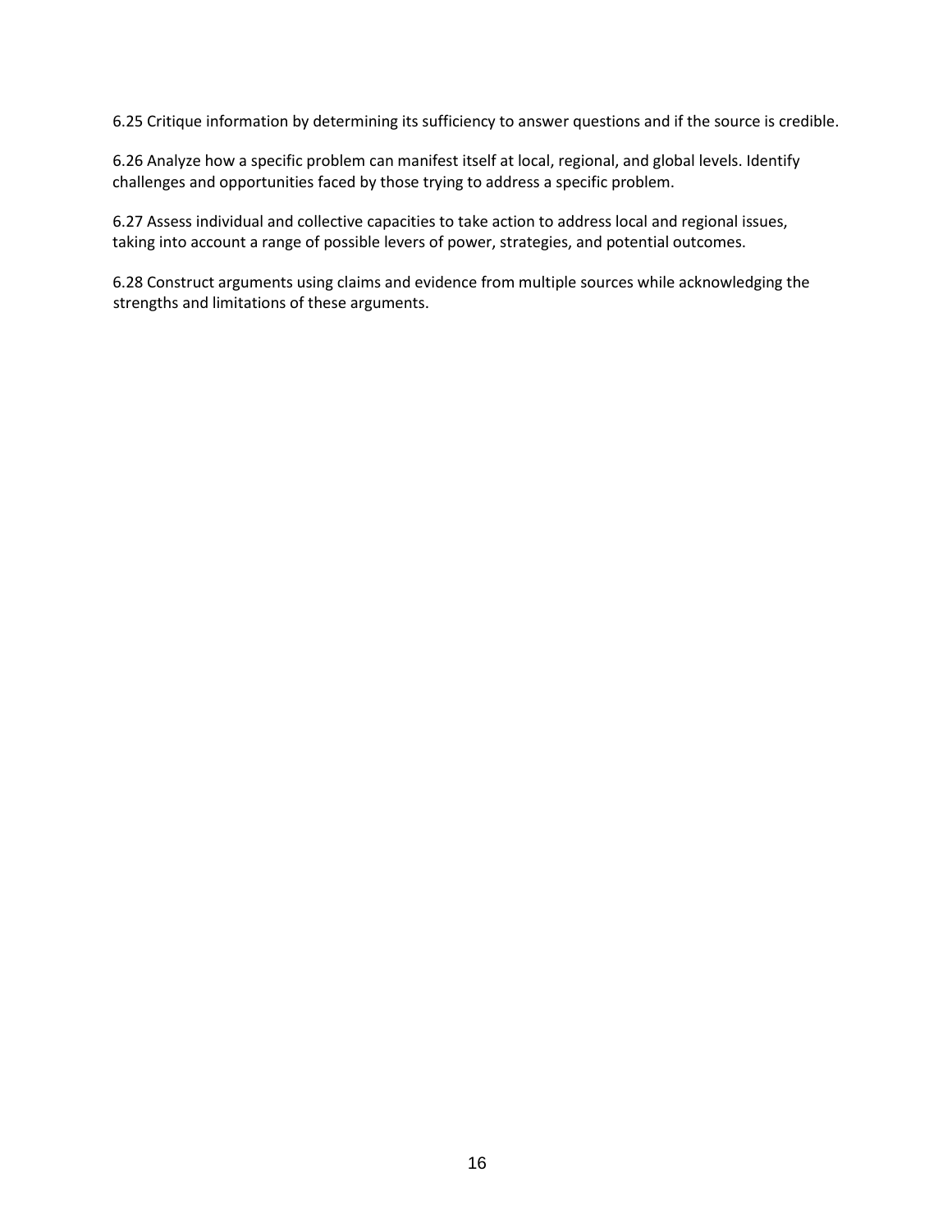6.25 Critique information by determining its sufficiency to answer questions and if the source is credible.

6.26 Analyze how a specific problem can manifest itself at local, regional, and global levels. Identify challenges and opportunities faced by those trying to address a specific problem.

6.27 Assess individual and collective capacities to take action to address local and regional issues, taking into account a range of possible levers of power, strategies, and potential outcomes.

6.28 Construct arguments using claims and evidence from multiple sources while acknowledging the strengths and limitations of these arguments.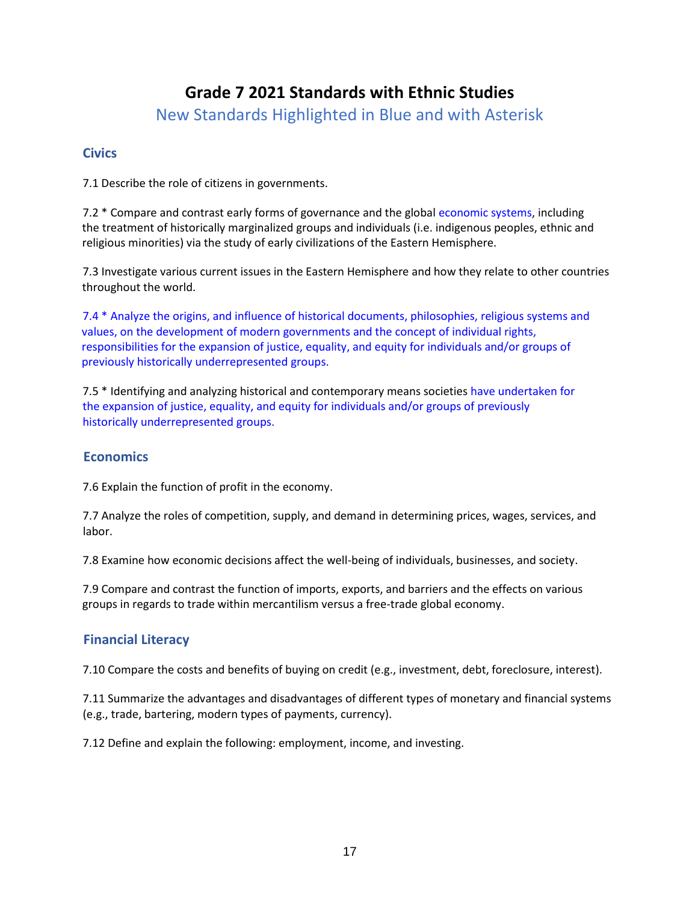# Grade 7 2021 Standards with Ethnic Studies

New Standards Highlighted in Blue and with Asterisk

## Civics

7.1 Describe the role of citizens in governments.

7.2 * Compare and contrast early forms of governance and the global economic systems, including the treatment of historically marginalized groups and individuals (i.e. indigenous peoples, ethnic and religious minorities) via the study of early civilizations of the Eastern Hemisphere.

7.3 Investigate various current issues in the Eastern Hemisphere and how they relate to other countries throughout the world.

7.4 * Analyze the origins, and influence of historical documents, philosophies, religious systems and values, on the development of modern governments and the concept of individual rights, responsibilities for the expansion of justice, equality, and equity for individuals and/or groups of previously historically underrepresented groups.

7.5 * Identifying and analyzing historical and contemporary means societies have undertaken for the expansion of justice, equality, and equity for individuals and/or groups of previously historically underrepresented groups.

## Economics

7.6 Explain the function of profit in the economy.

7.7 Analyze the roles of competition, supply, and demand in determining prices, wages, services, and labor.

7.8 Examine how economic decisions affect the well-being of individuals, businesses, and society.

7.9 Compare and contrast the function of imports, exports, and barriers and the effects on various groups in regards to trade within mercantilism versus a free-trade global economy.

## Financial Literacy

7.10 Compare the costs and benefits of buying on credit (e.g., investment, debt, foreclosure, interest).

7.11 Summarize the advantages and disadvantages of different types of monetary and financial systems (e.g., trade, bartering, modern types of payments, currency).

7.12 Define and explain the following: employment, income, and investing.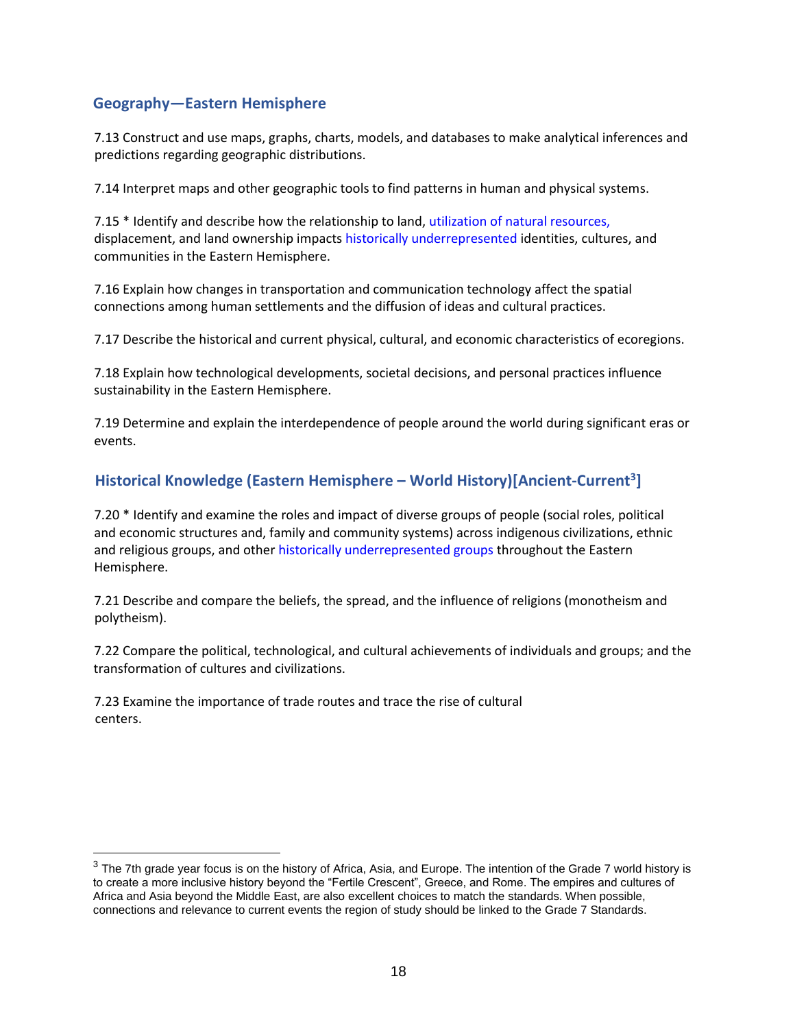## Geography—Eastern Hemisphere

7.13 Construct and use maps, graphs, charts, models, and databases to make analytical inferences and predictions regarding geographic distributions.

7.14 Interpret maps and other geographic tools to find patterns in human and physical systems.

7.15 * Identify and describe how the relationship to land, utilization of natural resources, displacement, and land ownership impacts historically underrepresented identities, cultures, and communities in the Eastern Hemisphere.

7.16 Explain how changes in transportation and communication technology affect the spatial connections among human settlements and the diffusion of ideas and cultural practices.

7.17 Describe the historical and current physical, cultural, and economic characteristics of ecoregions.

7.18 Explain how technological developments, societal decisions, and personal practices influence sustainability in the Eastern Hemisphere.

7.19 Determine and explain the interdependence of people around the world during significant eras or events.

## Historical Knowledge (Eastern Hemisphere – World History)[Ancient-Current[3]]

7.20 * Identify and examine the roles and impact of diverse groups of people (social roles, political and economic structures and, family and community systems) across indigenous civilizations, ethnic and religious groups, and other historically underrepresented groups throughout the Eastern Hemisphere.

7.21 Describe and compare the beliefs, the spread, and the influence of religions (monotheism and polytheism).

7.22 Compare the political, technological, and cultural achievements of individuals and groups; and the transformation of cultures and civilizations.

7.23 Examine the importance of trade routes and trace the rise of cultural centers.

---

[3] The 7th grade year focus is on the history of Africa, Asia, and Europe. The intention of the Grade 7 world history is to create a more inclusive history beyond the "Fertile Crescent", Greece, and Rome. The empires and cultures of Africa and Asia beyond the Middle East, are also excellent choices to match the standards. When possible, connections and relevance to current events the region of study should be linked to the Grade 7 Standards.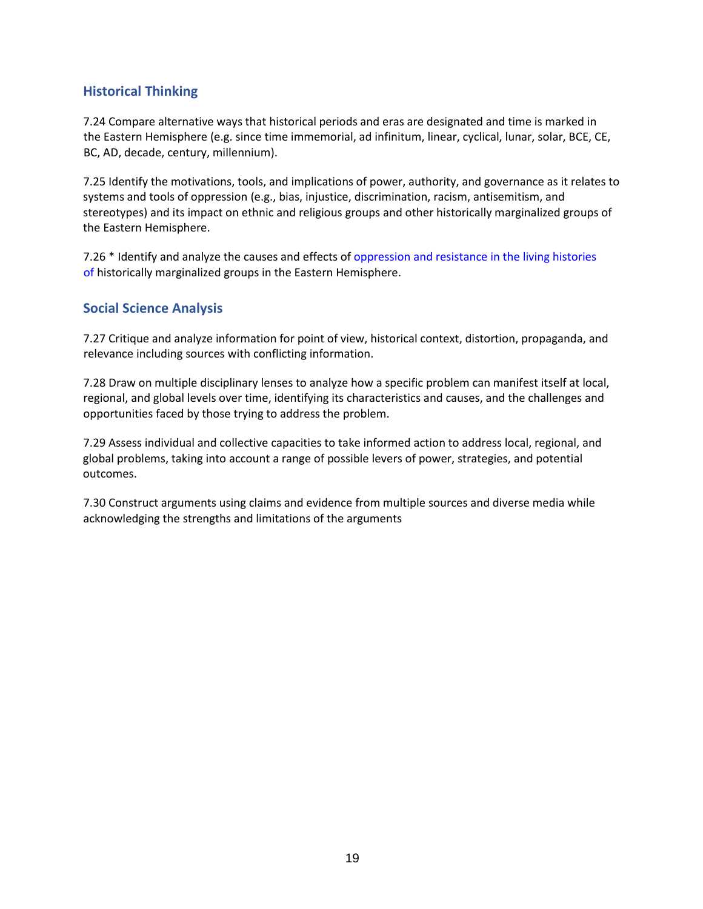## Historical Thinking

7.24 Compare alternative ways that historical periods and eras are designated and time is marked in the Eastern Hemisphere (e.g. since time immemorial, ad infinitum, linear, cyclical, lunar, solar, BCE, CE, BC, AD, decade, century, millennium).

7.25 Identify the motivations, tools, and implications of power, authority, and governance as it relates to systems and tools of oppression (e.g., bias, injustice, discrimination, racism, antisemitism, and stereotypes) and its impact on ethnic and religious groups and other historically marginalized groups of the Eastern Hemisphere.

7.26 * Identify and analyze the causes and effects of oppression and resistance in the living histories of historically marginalized groups in the Eastern Hemisphere.

## Social Science Analysis

7.27 Critique and analyze information for point of view, historical context, distortion, propaganda, and relevance including sources with conflicting information.

7.28 Draw on multiple disciplinary lenses to analyze how a specific problem can manifest itself at local, regional, and global levels over time, identifying its characteristics and causes, and the challenges and opportunities faced by those trying to address the problem.

7.29 Assess individual and collective capacities to take informed action to address local, regional, and global problems, taking into account a range of possible levers of power, strategies, and potential outcomes.

7.30 Construct arguments using claims and evidence from multiple sources and diverse media while acknowledging the strengths and limitations of the arguments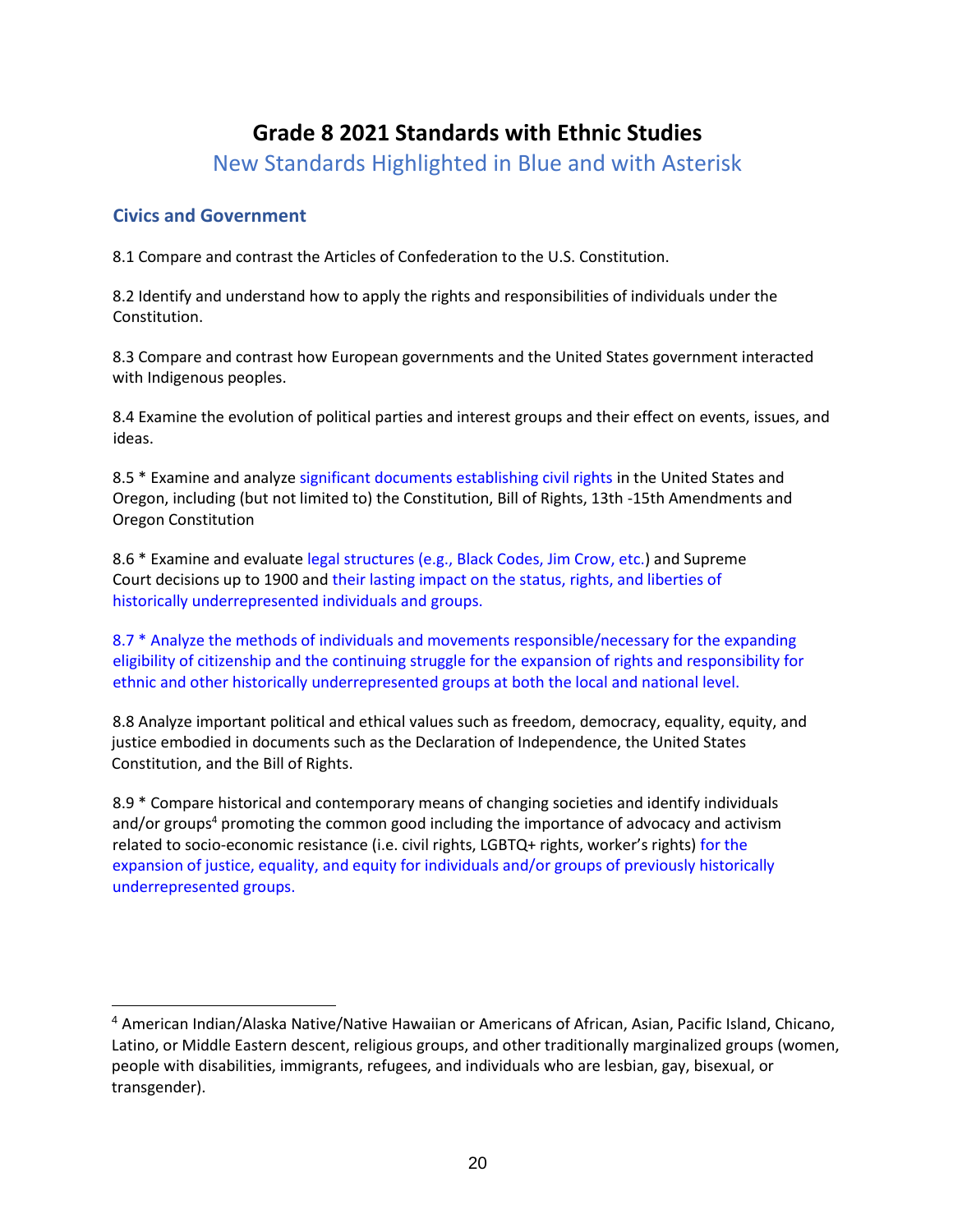# Grade 8 2021 Standards with Ethnic Studies

New Standards Highlighted in Blue and with Asterisk

## Civics and Government

8.1 Compare and contrast the Articles of Confederation to the U.S. Constitution.

8.2 Identify and understand how to apply the rights and responsibilities of individuals under the Constitution.

8.3 Compare and contrast how European governments and the United States government interacted with Indigenous peoples.

8.4 Examine the evolution of political parties and interest groups and their effect on events, issues, and ideas.

8.5 * Examine and analyze significant documents establishing civil rights in the United States and Oregon, including (but not limited to) the Constitution, Bill of Rights, 13th -15th Amendments and Oregon Constitution

8.6 * Examine and evaluate legal structures (e.g., Black Codes, Jim Crow, etc.) and Supreme Court decisions up to 1900 and their lasting impact on the status, rights, and liberties of historically underrepresented individuals and groups.

8.7 * Analyze the methods of individuals and movements responsible/necessary for the expanding eligibility of citizenship and the continuing struggle for the expansion of rights and responsibility for ethnic and other historically underrepresented groups at both the local and national level.

8.8 Analyze important political and ethical values such as freedom, democracy, equality, equity, and justice embodied in documents such as the Declaration of Independence, the United States Constitution, and the Bill of Rights.

8.9 * Compare historical and contemporary means of changing societies and identify individuals and/or groups[4] promoting the common good including the importance of advocacy and activism related to socio-economic resistance (i.e. civil rights, LGBTQ+ rights, worker's rights) for the expansion of justice, equality, and equity for individuals and/or groups of previously historically underrepresented groups.

---

[4] American Indian/Alaska Native/Native Hawaiian or Americans of African, Asian, Pacific Island, Chicano, Latino, or Middle Eastern descent, religious groups, and other traditionally marginalized groups (women, people with disabilities, immigrants, refugees, and individuals who are lesbian, gay, bisexual, or transgender).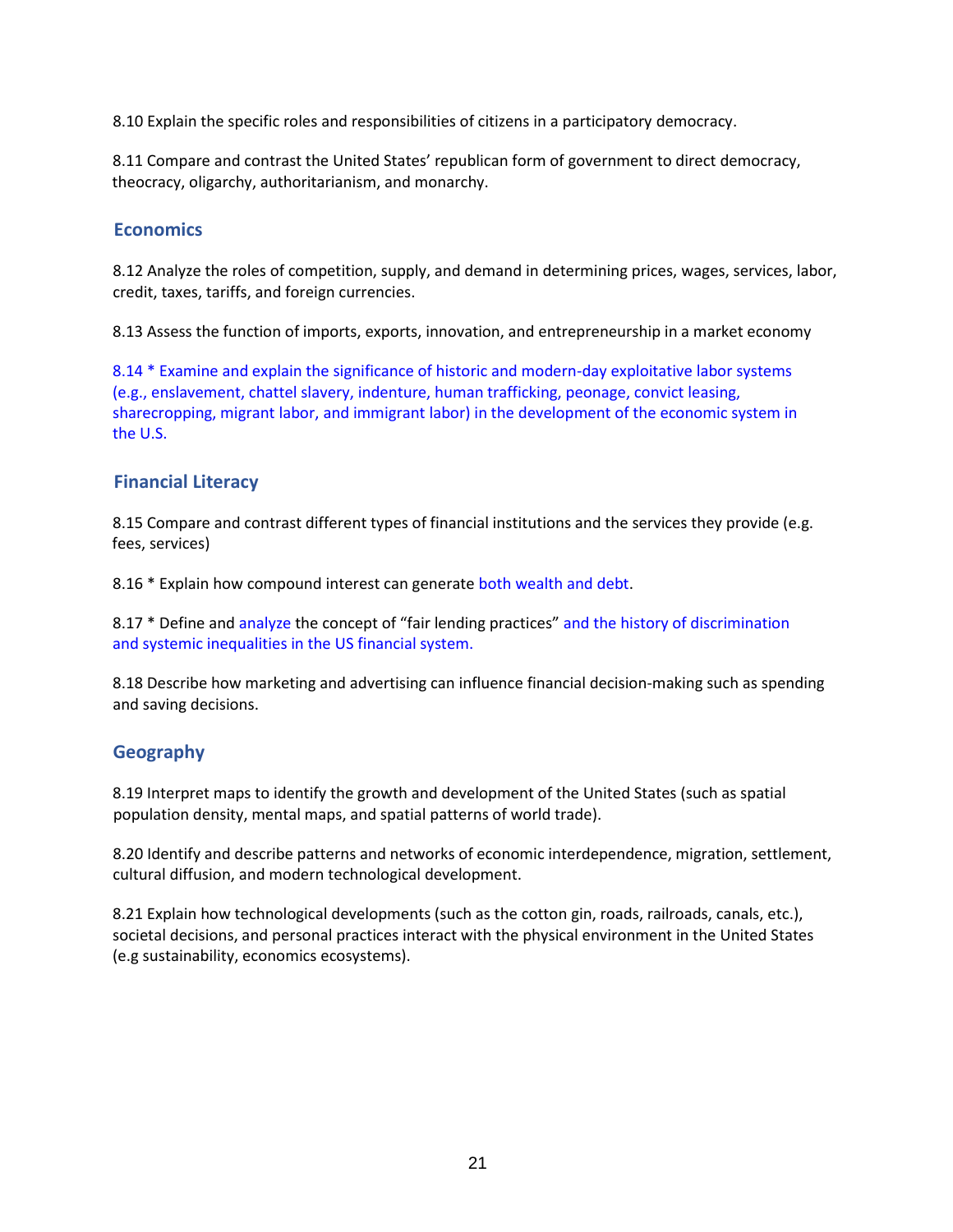8.10 Explain the specific roles and responsibilities of citizens in a participatory democracy.

8.11 Compare and contrast the United States' republican form of government to direct democracy, theocracy, oligarchy, authoritarianism, and monarchy.

## Economics

8.12 Analyze the roles of competition, supply, and demand in determining prices, wages, services, labor, credit, taxes, tariffs, and foreign currencies.

8.13 Assess the function of imports, exports, innovation, and entrepreneurship in a market economy

8.14 * Examine and explain the significance of historic and modern-day exploitative labor systems (e.g., enslavement, chattel slavery, indenture, human trafficking, peonage, convict leasing, sharecropping, migrant labor, and immigrant labor) in the development of the economic system in the U.S.

## Financial Literacy

8.15 Compare and contrast different types of financial institutions and the services they provide (e.g. fees, services)

8.16 * Explain how compound interest can generate both wealth and debt.

8.17 * Define and analyze the concept of "fair lending practices" and the history of discrimination and systemic inequalities in the US financial system.

8.18 Describe how marketing and advertising can influence financial decision-making such as spending and saving decisions.

## Geography

8.19 Interpret maps to identify the growth and development of the United States (such as spatial population density, mental maps, and spatial patterns of world trade).

8.20 Identify and describe patterns and networks of economic interdependence, migration, settlement, cultural diffusion, and modern technological development.

8.21 Explain how technological developments (such as the cotton gin, roads, railroads, canals, etc.), societal decisions, and personal practices interact with the physical environment in the United States (e.g sustainability, economics ecosystems).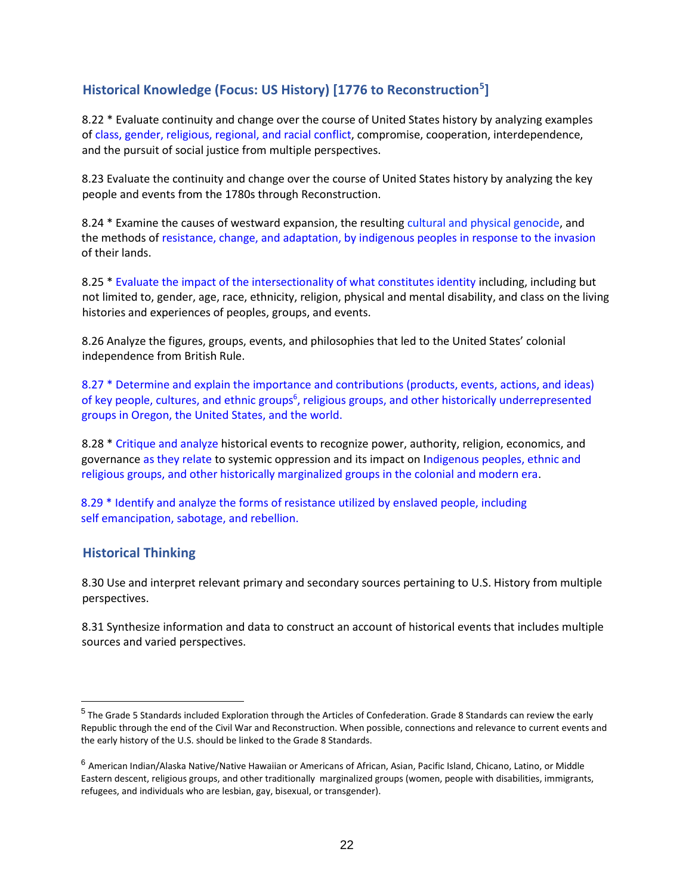## Historical Knowledge (Focus: US History) [1776 to Reconstruction[5]]

8.22 * Evaluate continuity and change over the course of United States history by analyzing examples of class, gender, religious, regional, and racial conflict, compromise, cooperation, interdependence, and the pursuit of social justice from multiple perspectives.

8.23 Evaluate the continuity and change over the course of United States history by analyzing the key people and events from the 1780s through Reconstruction.

8.24 * Examine the causes of westward expansion, the resulting cultural and physical genocide, and the methods of resistance, change, and adaptation, by indigenous peoples in response to the invasion of their lands.

8.25 * Evaluate the impact of the intersectionality of what constitutes identity including, including but not limited to, gender, age, race, ethnicity, religion, physical and mental disability, and class on the living histories and experiences of peoples, groups, and events.

8.26 Analyze the figures, groups, events, and philosophies that led to the United States' colonial independence from British Rule.

8.27 * Determine and explain the importance and contributions (products, events, actions, and ideas) of key people, cultures, and ethnic groups[6], religious groups, and other historically underrepresented groups in Oregon, the United States, and the world.

8.28 * Critique and analyze historical events to recognize power, authority, religion, economics, and governance as they relate to systemic oppression and its impact on Indigenous peoples, ethnic and religious groups, and other historically marginalized groups in the colonial and modern era.

8.29 * Identify and analyze the forms of resistance utilized by enslaved people, including self emancipation, sabotage, and rebellion.

## Historical Thinking

8.30 Use and interpret relevant primary and secondary sources pertaining to U.S. History from multiple perspectives.

8.31 Synthesize information and data to construct an account of historical events that includes multiple sources and varied perspectives.

---

[5] The Grade 5 Standards included Exploration through the Articles of Confederation. Grade 8 Standards can review the early Republic through the end of the Civil War and Reconstruction. When possible, connections and relevance to current events and the early history of the U.S. should be linked to the Grade 8 Standards.

[6] American Indian/Alaska Native/Native Hawaiian or Americans of African, Asian, Pacific Island, Chicano, Latino, or Middle Eastern descent, religious groups, and other traditionally marginalized groups (women, people with disabilities, immigrants, refugees, and individuals who are lesbian, gay, bisexual, or transgender).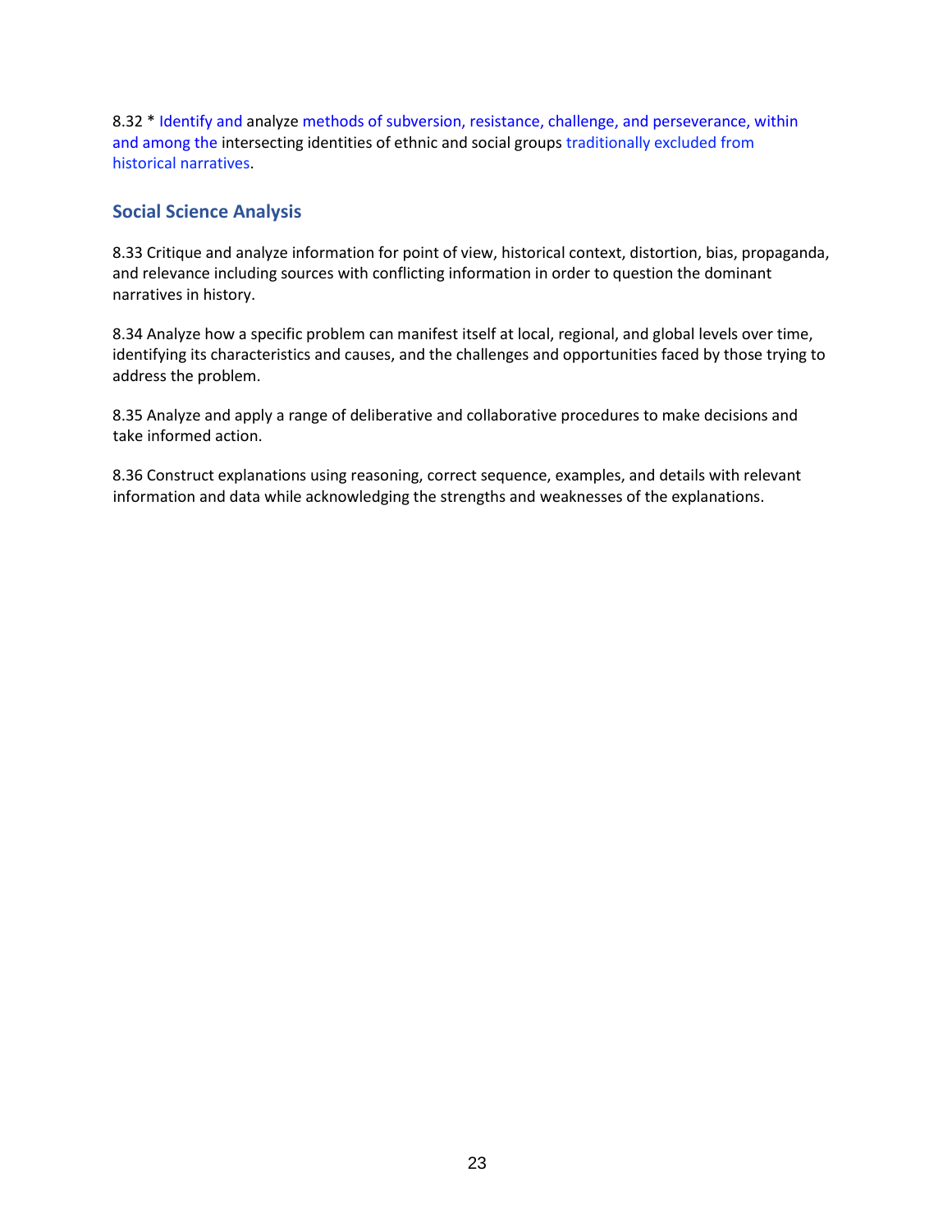8.32 * Identify and analyze methods of subversion, resistance, challenge, and perseverance, within and among the intersecting identities of ethnic and social groups traditionally excluded from historical narratives.

## Social Science Analysis

8.33 Critique and analyze information for point of view, historical context, distortion, bias, propaganda, and relevance including sources with conflicting information in order to question the dominant narratives in history.

8.34 Analyze how a specific problem can manifest itself at local, regional, and global levels over time, identifying its characteristics and causes, and the challenges and opportunities faced by those trying to address the problem.

8.35 Analyze and apply a range of deliberative and collaborative procedures to make decisions and take informed action.

8.36 Construct explanations using reasoning, correct sequence, examples, and details with relevant information and data while acknowledging the strengths and weaknesses of the explanations.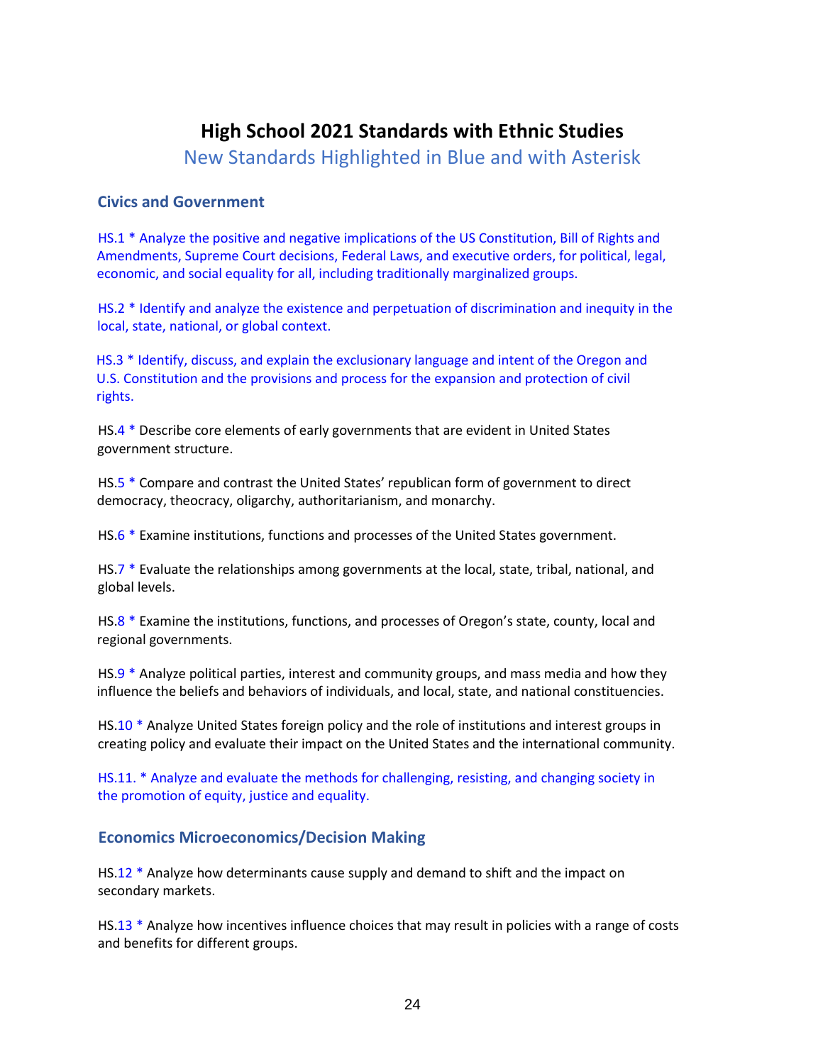# High School 2021 Standards with Ethnic Studies

New Standards Highlighted in Blue and with Asterisk

## Civics and Government

HS.1 * Analyze the positive and negative implications of the US Constitution, Bill of Rights and Amendments, Supreme Court decisions, Federal Laws, and executive orders, for political, legal, economic, and social equality for all, including traditionally marginalized groups.

HS.2 * Identify and analyze the existence and perpetuation of discrimination and inequity in the local, state, national, or global context.

HS.3 * Identify, discuss, and explain the exclusionary language and intent of the Oregon and U.S. Constitution and the provisions and process for the expansion and protection of civil rights.

HS.4 * Describe core elements of early governments that are evident in United States government structure.

HS.5 * Compare and contrast the United States' republican form of government to direct democracy, theocracy, oligarchy, authoritarianism, and monarchy.

HS.6 * Examine institutions, functions and processes of the United States government.

HS.7 * Evaluate the relationships among governments at the local, state, tribal, national, and global levels.

HS.8 * Examine the institutions, functions, and processes of Oregon's state, county, local and regional governments.

HS.9 * Analyze political parties, interest and community groups, and mass media and how they influence the beliefs and behaviors of individuals, and local, state, and national constituencies.

HS.10 * Analyze United States foreign policy and the role of institutions and interest groups in creating policy and evaluate their impact on the United States and the international community.

HS.11. * Analyze and evaluate the methods for challenging, resisting, and changing society in the promotion of equity, justice and equality.

## Economics Microeconomics/Decision Making

HS.12 * Analyze how determinants cause supply and demand to shift and the impact on secondary markets.

HS.13 * Analyze how incentives influence choices that may result in policies with a range of costs and benefits for different groups.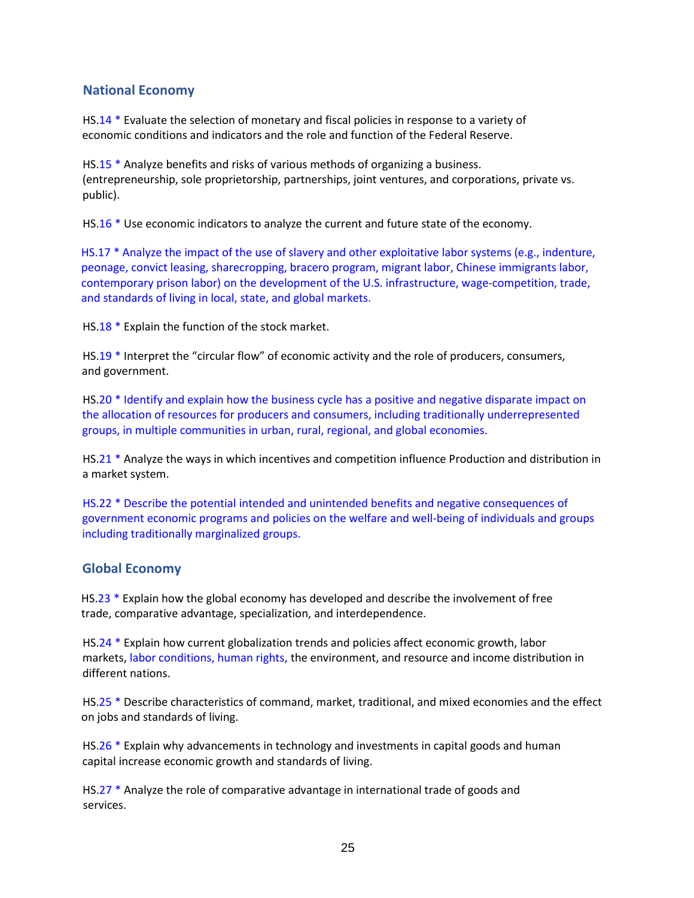## National Economy

HS.14 * Evaluate the selection of monetary and fiscal policies in response to a variety of economic conditions and indicators and the role and function of the Federal Reserve.

HS.15 * Analyze benefits and risks of various methods of organizing a business. (entrepreneurship, sole proprietorship, partnerships, joint ventures, and corporations, private vs. public).

HS.16 * Use economic indicators to analyze the current and future state of the economy.

HS.17 * Analyze the impact of the use of slavery and other exploitative labor systems (e.g., indenture, peonage, convict leasing, sharecropping, bracero program, migrant labor, Chinese immigrants labor, contemporary prison labor) on the development of the U.S. infrastructure, wage-competition, trade, and standards of living in local, state, and global markets.

HS.18 * Explain the function of the stock market.

HS.19 * Interpret the "circular flow" of economic activity and the role of producers, consumers, and government.

HS.20 * Identify and explain how the business cycle has a positive and negative disparate impact on the allocation of resources for producers and consumers, including traditionally underrepresented groups, in multiple communities in urban, rural, regional, and global economies.

HS.21 * Analyze the ways in which incentives and competition influence Production and distribution in a market system.

HS.22 * Describe the potential intended and unintended benefits and negative consequences of government economic programs and policies on the welfare and well-being of individuals and groups including traditionally marginalized groups.

## Global Economy

HS.23 * Explain how the global economy has developed and describe the involvement of free trade, comparative advantage, specialization, and interdependence.

HS.24 * Explain how current globalization trends and policies affect economic growth, labor markets, labor conditions, human rights, the environment, and resource and income distribution in different nations.

HS.25 * Describe characteristics of command, market, traditional, and mixed economies and the effect on jobs and standards of living.

HS.26 * Explain why advancements in technology and investments in capital goods and human capital increase economic growth and standards of living.

HS.27 * Analyze the role of comparative advantage in international trade of goods and services.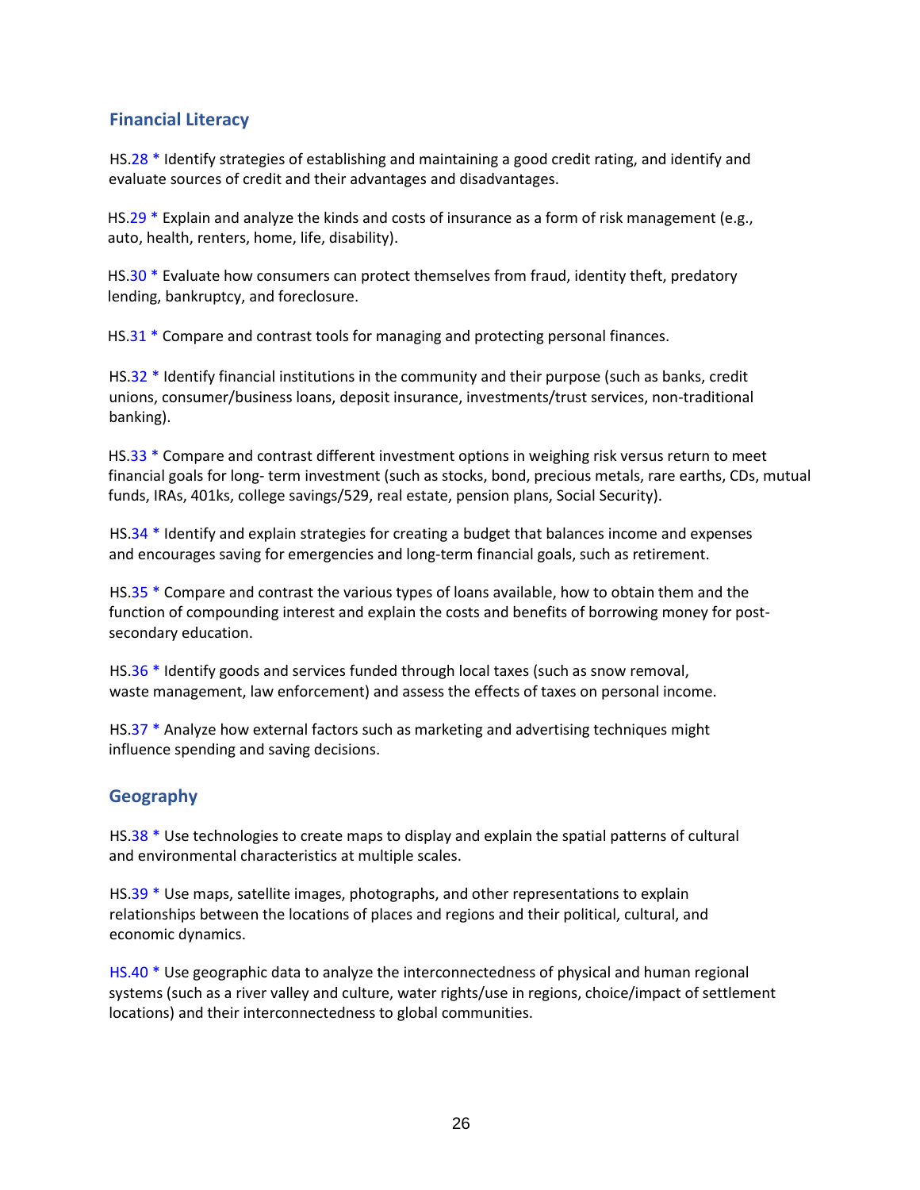## Financial Literacy

HS.28 * Identify strategies of establishing and maintaining a good credit rating, and identify and evaluate sources of credit and their advantages and disadvantages.

HS.29 * Explain and analyze the kinds and costs of insurance as a form of risk management (e.g., auto, health, renters, home, life, disability).

HS.30 * Evaluate how consumers can protect themselves from fraud, identity theft, predatory lending, bankruptcy, and foreclosure.

HS.31 * Compare and contrast tools for managing and protecting personal finances.

HS.32 * Identify financial institutions in the community and their purpose (such as banks, credit unions, consumer/business loans, deposit insurance, investments/trust services, non-traditional banking).

HS.33 * Compare and contrast different investment options in weighing risk versus return to meet financial goals for long- term investment (such as stocks, bond, precious metals, rare earths, CDs, mutual funds, IRAs, 401ks, college savings/529, real estate, pension plans, Social Security).

HS.34 * Identify and explain strategies for creating a budget that balances income and expenses and encourages saving for emergencies and long-term financial goals, such as retirement.

HS.35 * Compare and contrast the various types of loans available, how to obtain them and the function of compounding interest and explain the costs and benefits of borrowing money for post-secondary education.

HS.36 * Identify goods and services funded through local taxes (such as snow removal, waste management, law enforcement) and assess the effects of taxes on personal income.

HS.37 * Analyze how external factors such as marketing and advertising techniques might influence spending and saving decisions.

## Geography

HS.38 * Use technologies to create maps to display and explain the spatial patterns of cultural and environmental characteristics at multiple scales.

HS.39 * Use maps, satellite images, photographs, and other representations to explain relationships between the locations of places and regions and their political, cultural, and economic dynamics.

HS.40 * Use geographic data to analyze the interconnectedness of physical and human regional systems (such as a river valley and culture, water rights/use in regions, choice/impact of settlement locations) and their interconnectedness to global communities.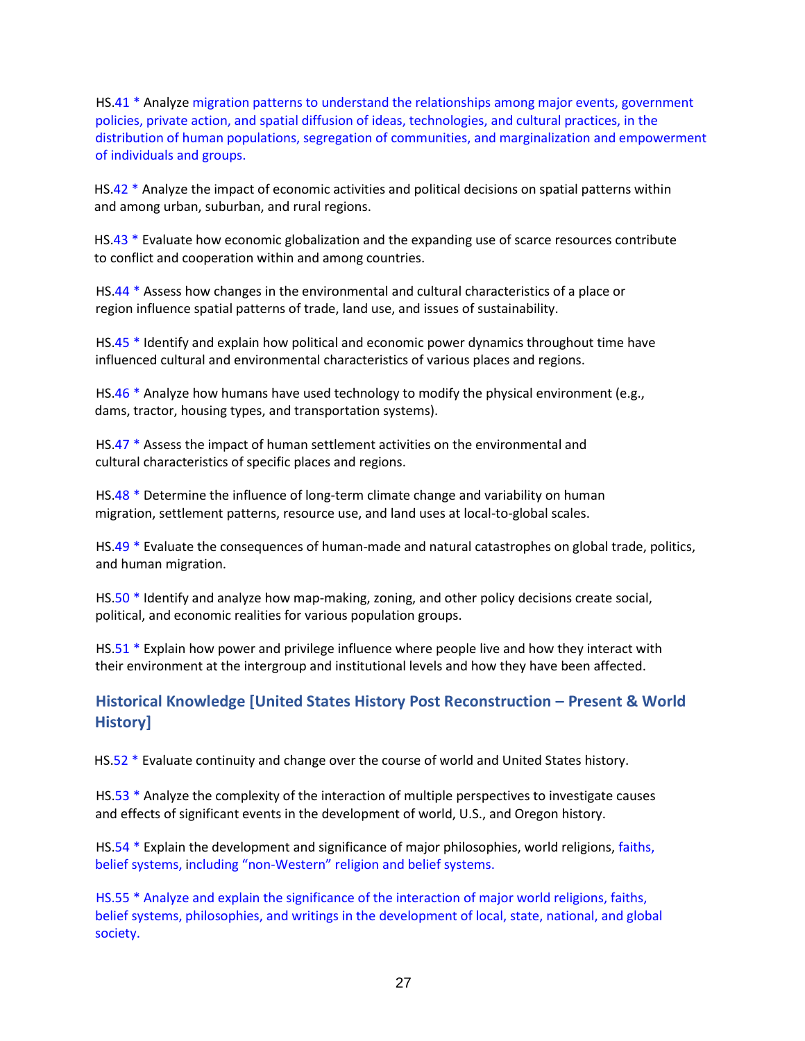HS.41 * Analyze migration patterns to understand the relationships among major events, government policies, private action, and spatial diffusion of ideas, technologies, and cultural practices, in the distribution of human populations, segregation of communities, and marginalization and empowerment of individuals and groups.

HS.42 * Analyze the impact of economic activities and political decisions on spatial patterns within and among urban, suburban, and rural regions.

HS.43 * Evaluate how economic globalization and the expanding use of scarce resources contribute to conflict and cooperation within and among countries.

HS.44 * Assess how changes in the environmental and cultural characteristics of a place or region influence spatial patterns of trade, land use, and issues of sustainability.

HS.45 * Identify and explain how political and economic power dynamics throughout time have influenced cultural and environmental characteristics of various places and regions.

HS.46 * Analyze how humans have used technology to modify the physical environment (e.g., dams, tractor, housing types, and transportation systems).

HS.47 * Assess the impact of human settlement activities on the environmental and cultural characteristics of specific places and regions.

HS.48 * Determine the influence of long-term climate change and variability on human migration, settlement patterns, resource use, and land uses at local-to-global scales.

HS.49 * Evaluate the consequences of human-made and natural catastrophes on global trade, politics, and human migration.

HS.50 * Identify and analyze how map-making, zoning, and other policy decisions create social, political, and economic realities for various population groups.

HS.51 * Explain how power and privilege influence where people live and how they interact with their environment at the intergroup and institutional levels and how they have been affected.

### Historical Knowledge [United States History Post Reconstruction – Present & World History]

HS.52 * Evaluate continuity and change over the course of world and United States history.

HS.53 * Analyze the complexity of the interaction of multiple perspectives to investigate causes and effects of significant events in the development of world, U.S., and Oregon history.

HS.54 * Explain the development and significance of major philosophies, world religions, faiths, belief systems, including "non-Western" religion and belief systems.

HS.55 * Analyze and explain the significance of the interaction of major world religions, faiths, belief systems, philosophies, and writings in the development of local, state, national, and global society.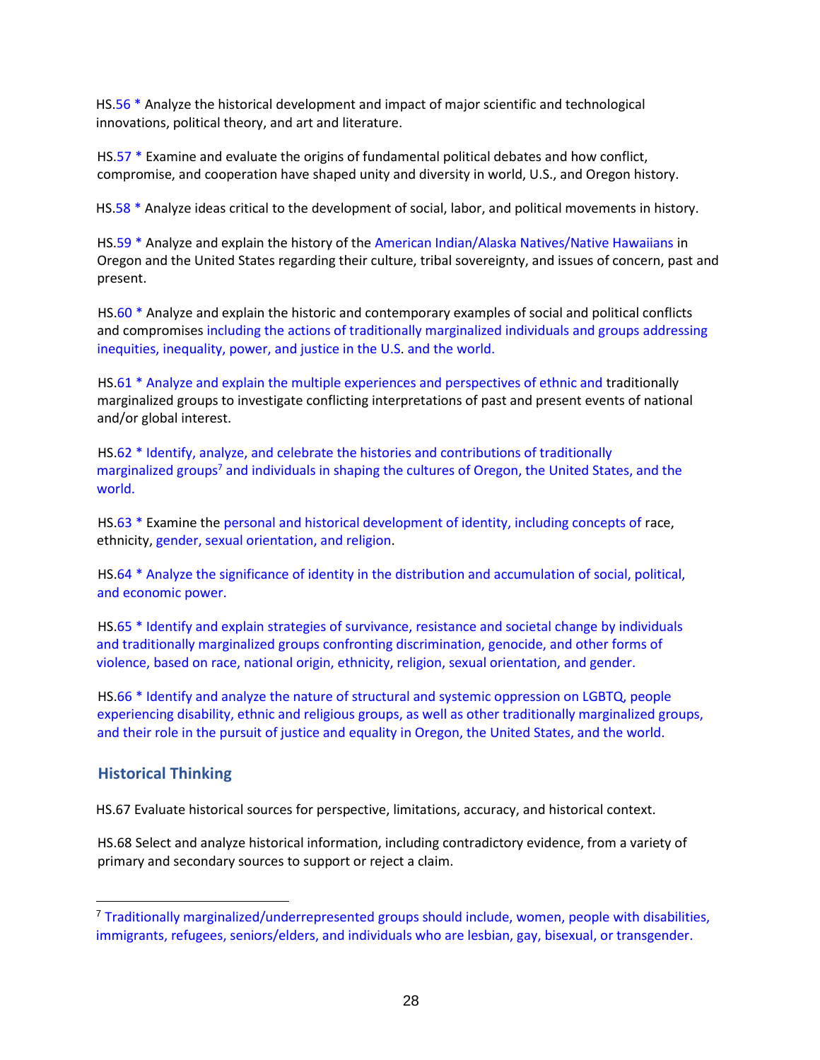HS.56 * Analyze the historical development and impact of major scientific and technological innovations, political theory, and art and literature.

HS.57 * Examine and evaluate the origins of fundamental political debates and how conflict, compromise, and cooperation have shaped unity and diversity in world, U.S., and Oregon history.

HS.58 * Analyze ideas critical to the development of social, labor, and political movements in history.

HS.59 * Analyze and explain the history of the American Indian/Alaska Natives/Native Hawaiians in Oregon and the United States regarding their culture, tribal sovereignty, and issues of concern, past and present.

HS.60 * Analyze and explain the historic and contemporary examples of social and political conflicts and compromises including the actions of traditionally marginalized individuals and groups addressing inequities, inequality, power, and justice in the U.S. and the world.

HS.61 * Analyze and explain the multiple experiences and perspectives of ethnic and traditionally marginalized groups to investigate conflicting interpretations of past and present events of national and/or global interest.

HS.62 * Identify, analyze, and celebrate the histories and contributions of traditionally marginalized groups[7] and individuals in shaping the cultures of Oregon, the United States, and the world.

HS.63 * Examine the personal and historical development of identity, including concepts of race, ethnicity, gender, sexual orientation, and religion.

HS.64 * Analyze the significance of identity in the distribution and accumulation of social, political, and economic power.

HS.65 * Identify and explain strategies of survivance, resistance and societal change by individuals and traditionally marginalized groups confronting discrimination, genocide, and other forms of violence, based on race, national origin, ethnicity, religion, sexual orientation, and gender.

HS.66 * Identify and analyze the nature of structural and systemic oppression on LGBTQ, people experiencing disability, ethnic and religious groups, as well as other traditionally marginalized groups, and their role in the pursuit of justice and equality in Oregon, the United States, and the world.

## Historical Thinking

HS.67 Evaluate historical sources for perspective, limitations, accuracy, and historical context.

HS.68 Select and analyze historical information, including contradictory evidence, from a variety of primary and secondary sources to support or reject a claim.

---

[7] Traditionally marginalized/underrepresented groups should include, women, people with disabilities, immigrants, refugees, seniors/elders, and individuals who are lesbian, gay, bisexual, or transgender.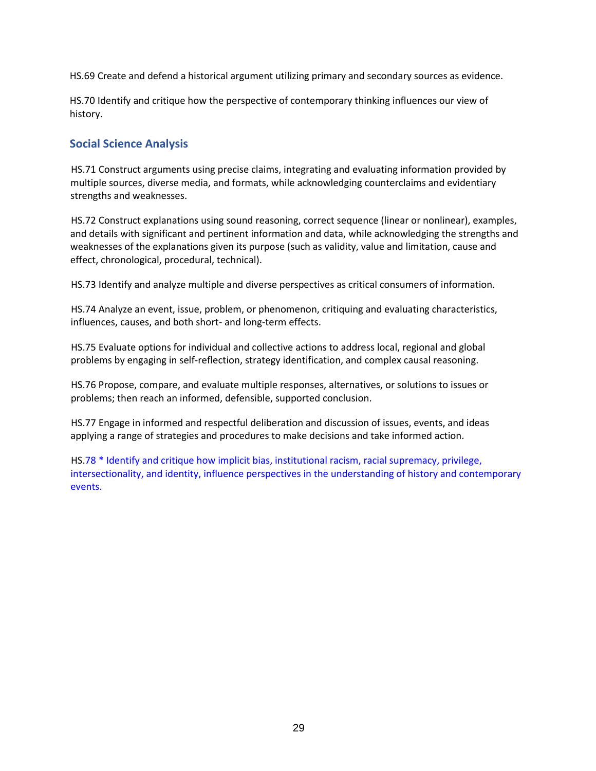HS.69 Create and defend a historical argument utilizing primary and secondary sources as evidence.

HS.70 Identify and critique how the perspective of contemporary thinking influences our view of history.

## Social Science Analysis

HS.71 Construct arguments using precise claims, integrating and evaluating information provided by multiple sources, diverse media, and formats, while acknowledging counterclaims and evidentiary strengths and weaknesses.

HS.72 Construct explanations using sound reasoning, correct sequence (linear or nonlinear), examples, and details with significant and pertinent information and data, while acknowledging the strengths and weaknesses of the explanations given its purpose (such as validity, value and limitation, cause and effect, chronological, procedural, technical).

HS.73 Identify and analyze multiple and diverse perspectives as critical consumers of information.

HS.74 Analyze an event, issue, problem, or phenomenon, critiquing and evaluating characteristics, influences, causes, and both short- and long-term effects.

HS.75 Evaluate options for individual and collective actions to address local, regional and global problems by engaging in self-reflection, strategy identification, and complex causal reasoning.

HS.76 Propose, compare, and evaluate multiple responses, alternatives, or solutions to issues or problems; then reach an informed, defensible, supported conclusion.

HS.77 Engage in informed and respectful deliberation and discussion of issues, events, and ideas applying a range of strategies and procedures to make decisions and take informed action.

HS.78 * Identify and critique how implicit bias, institutional racism, racial supremacy, privilege, intersectionality, and identity, influence perspectives in the understanding of history and contemporary events.